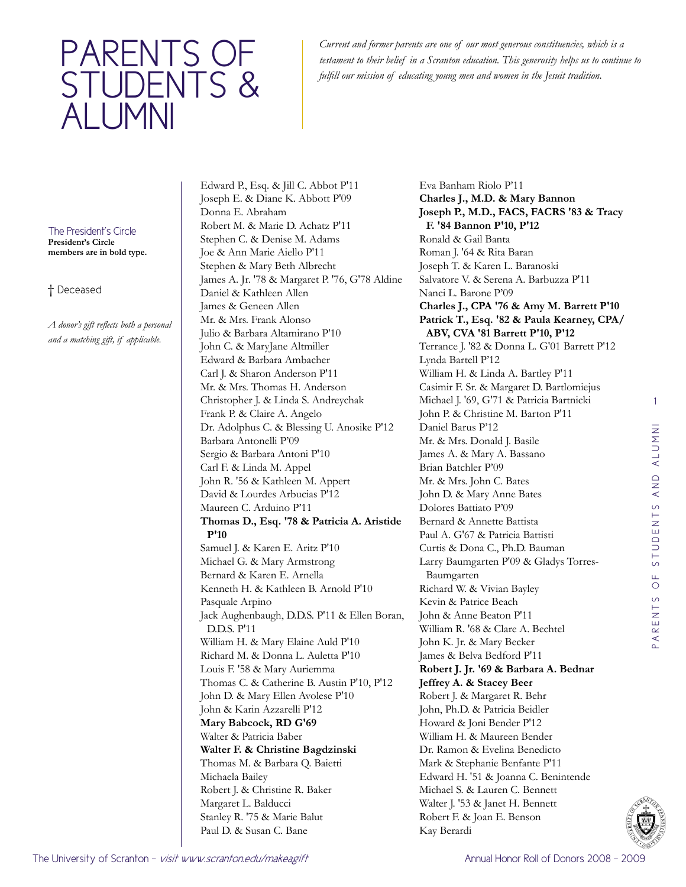# PARENTS OF STUDENTS & ALUMNI

*Current and former parents are one of our most generous constituencies, which is a testament to their belief in a Scranton education. This generosity helps us to continue to fulfill our mission of educating young men and women in the Jesuit tradition.*

The President's Circle
**President's Circle members are in bold type.**

† Deceased

*A donor's gift reflects both a personal and a matching gift, if applicable.*

Edward P., Esq. & Jill C. Abbot P'11
Joseph E. & Diane K. Abbott P'09
Donna E. Abraham
Robert M. & Marie D. Achatz P'11
Stephen C. & Denise M. Adams
Joe & Ann Marie Aiello P'11
Stephen & Mary Beth Albrecht
James A. Jr. '78 & Margaret P. '76, G'78 Aldine
Daniel & Kathleen Allen
James & Geneen Allen
Mr. & Mrs. Frank Alonso
Julio & Barbara Altamirano P'10
John C. & MaryJane Altmiller
Edward & Barbara Ambacher
Carl J. & Sharon Anderson P'11
Mr. & Mrs. Thomas H. Anderson
Christopher J. & Linda S. Andreychak
Frank P. & Claire A. Angelo
Dr. Adolphus C. & Blessing U. Anosike P'12
Barbara Antonelli P'09
Sergio & Barbara Antoni P'10
Carl F. & Linda M. Appel
John R. '56 & Kathleen M. Appert
David & Lourdes Arbucias P'12
Maureen C. Arduino P'11
**Thomas D., Esq. '78 & Patricia A. Aristide P'10**
Samuel J. & Karen E. Aritz P'10
Michael G. & Mary Armstrong
Bernard & Karen E. Arnella
Kenneth H. & Kathleen B. Arnold P'10
Pasquale Arpino
Jack Aughenbaugh, D.D.S. P'11 & Ellen Boran, D.D.S. P'11
William H. & Mary Elaine Auld P'10
Richard M. & Donna L. Auletta P'10
Louis F. '58 & Mary Auriemma
Thomas C. & Catherine B. Austin P'10, P'12
John D. & Mary Ellen Avolese P'10
John & Karin Azzarelli P'12
**Mary Babcock, RD G'69**
Walter & Patricia Baber
**Walter F. & Christine Bagdzinski**
Thomas M. & Barbara Q. Baietti
Michaela Bailey
Robert J. & Christine R. Baker
Margaret L. Balducci
Stanley R. '75 & Marie Balut
Paul D. & Susan C. Bane
Eva Banham Riolo P'11
**Charles J., M.D. & Mary Bannon**
**Joseph P., M.D., FACS, FACRS '83 & Tracy F. '84 Bannon P'10, P'12**
Ronald & Gail Banta
Roman J. '64 & Rita Baran
Joseph T. & Karen L. Baranoski
Salvatore V. & Serena A. Barbuzza P'11
Nanci L. Barone P'09
**Charles J., CPA '76 & Amy M. Barrett P'10**
**Patrick T., Esq. '82 & Paula Kearney, CPA/ABV, CVA '81 Barrett P'10, P'12**
Terrance J. '82 & Donna L. G'01 Barrett P'12
Lynda Bartell P'12
William H. & Linda A. Bartley P'11
Casimir F. Sr. & Margaret D. Bartlomiejus
Michael J. '69, G'71 & Patricia Bartnicki
John P. & Christine M. Barton P'11
Daniel Barus P'12
Mr. & Mrs. Donald J. Basile
James A. & Mary A. Bassano
Brian Batchler P'09
Mr. & Mrs. John C. Bates
John D. & Mary Anne Bates
Dolores Battiato P'09
Bernard & Annette Battista
Paul A. G'67 & Patricia Battisti
Curtis & Dona C., Ph.D. Bauman
Larry Baumgarten P'09 & Gladys Torres-Baumgarten
Richard W. & Vivian Bayley
Kevin & Patrice Beach
John & Anne Beaton P'11
William R. '68 & Clare A. Bechtel
John K. Jr. & Mary Becker
James & Belva Bedford P'11
**Robert J. Jr. '69 & Barbara A. Bednar**
**Jeffrey A. & Stacey Beer**
Robert J. & Margaret R. Behr
John, Ph.D. & Patricia Beidler
Howard & Joni Bender P'12
William H. & Maureen Bender
Dr. Ramon & Evelina Benedicto
Mark & Stephanie Benfante P'11
Edward H. '51 & Joanna C. Benintende
Michael S. & Lauren C. Bennett
Walter J. '53 & Janet H. Bennett
Robert F. & Joan E. Benson
Kay Berardi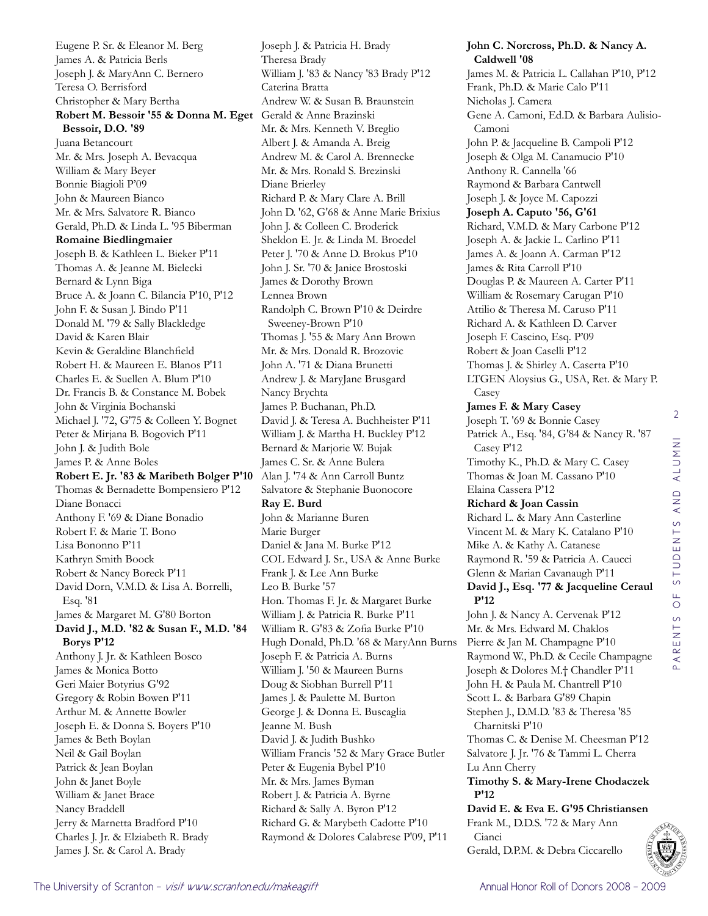Eugene P. Sr. & Eleanor M. Berg
James A. & Patricia Berls
Joseph J. & MaryAnn C. Bernero
Teresa O. Berrisford
Christopher & Mary Bertha
**Robert M. Bessoir '55 & Donna M. Eget Bessoir, D.O. '89**
Juana Betancourt
Mr. & Mrs. Joseph A. Bevacqua
William & Mary Beyer
Bonnie Biagioli P'09
John & Maureen Bianco
Mr. & Mrs. Salvatore R. Bianco
Gerald, Ph.D. & Linda L. '95 Biberman
**Romaine Biedlingmaier**
Joseph B. & Kathleen L. Bieker P'11
Thomas A. & Jeanne M. Bielecki
Bernard & Lynn Biga
Bruce A. & Joann C. Bilancia P'10, P'12
John F. & Susan J. Bindo P'11
Donald M. '79 & Sally Blackledge
David & Karen Blair
Kevin & Geraldine Blanchfield
Robert H. & Maureen E. Blanos P'11
Charles E. & Suellen A. Blum P'10
Dr. Francis B. & Constance M. Bobek
John & Virginia Bochanski
Michael J. '72, G'75 & Colleen Y. Bognet
Peter & Mirjana B. Bogovich P'11
John J. & Judith Bole
James P. & Anne Boles
**Robert E. Jr. '83 & Maribeth Bolger P'10**
Thomas & Bernadette Bompensiero P'12
Diane Bonacci
Anthony F. '69 & Diane Bonadio
Robert F. & Marie T. Bono
Lisa Bononno P'11
Kathryn Smith Boock
Robert & Nancy Boreck P'11
David Dorn, V.M.D. & Lisa A. Borrelli, Esq. '81
James & Margaret M. G'80 Borton
**David J., M.D. '82 & Susan F., M.D. '84 Borys P'12**
Anthony J. Jr. & Kathleen Bosco
James & Monica Botto
Geri Maier Botyrius G'92
Gregory & Robin Bowen P'11
Arthur M. & Annette Bowler
Joseph E. & Donna S. Boyers P'10
James & Beth Boylan
Neil & Gail Boylan
Patrick & Jean Boylan
John & Janet Boyle
William & Janet Brace
Nancy Braddell
Jerry & Marnetta Bradford P'10
Charles J. Jr. & Elziabeth R. Brady
James J. Sr. & Carol A. Brady
Joseph J. & Patricia H. Brady
Theresa Brady
William J. '83 & Nancy '83 Brady P'12
Caterina Bratta
Andrew W. & Susan B. Braunstein
Gerald & Anne Brazinski
Mr. & Mrs. Kenneth V. Breglio
Albert J. & Amanda A. Breig
Andrew M. & Carol A. Brennecke
Mr. & Mrs. Ronald S. Brezinski
Diane Brierley
Richard P. & Mary Clare A. Brill
John D. '62, G'68 & Anne Marie Brixius
John J. & Colleen C. Broderick
Sheldon E. Jr. & Linda M. Broedel
Peter J. '70 & Anne D. Brokus P'10
John J. Sr. '70 & Janice Brostoski
James & Dorothy Brown
Lennea Brown
Randolph C. Brown P'10 & Deirdre Sweeney-Brown P'10
Thomas J. '55 & Mary Ann Brown
Mr. & Mrs. Donald R. Brozovic
John A. '71 & Diana Brunetti
Andrew J. & MaryJane Brusgard
Nancy Brychta
James P. Buchanan, Ph.D.
David J. & Teresa A. Buchheister P'11
William J. & Martha H. Buckley P'12
Bernard & Marjorie W. Bujak
James C. Sr. & Anne Bulera
Alan J. '74 & Ann Carroll Buntz
Salvatore & Stephanie Buonocore
**Ray E. Burd**
John & Marianne Buren
Marie Burger
Daniel & Jana M. Burke P'12
COL Edward J. Sr., USA & Anne Burke
Frank J. & Lee Ann Burke
Leo B. Burke '57
Hon. Thomas F. Jr. & Margaret Burke
William J. & Patricia R. Burke P'11
William R. G'83 & Zofia Burke P'10
Hugh Donald, Ph.D. '68 & MaryAnn Burns
Joseph F. & Patricia A. Burns
William J. '50 & Maureen Burns
Doug & Siobhan Burrell P'11
James J. & Paulette M. Burton
George J. & Donna E. Buscaglia
Jeanne M. Bush
David J. & Judith Bushko
William Francis '52 & Mary Grace Butler
Peter & Eugenia Bybel P'10
Mr. & Mrs. James Byman
Robert J. & Patricia A. Byrne
Richard & Sally A. Byron P'12
Richard G. & Marybeth Cadotte P'10
Raymond & Dolores Calabrese P'09, P'11
**John C. Norcross, Ph.D. & Nancy A. Caldwell '08**
James M. & Patricia L. Callahan P'10, P'12
Frank, Ph.D. & Marie Calo P'11
Nicholas J. Camera
Gene A. Camoni, Ed.D. & Barbara Aulisio-Camoni
John P. & Jacqueline B. Campoli P'12
Joseph & Olga M. Canamucio P'10
Anthony R. Cannella '66
Raymond & Barbara Cantwell
Joseph J. & Joyce M. Capozzi
**Joseph A. Caputo '56, G'61**
Richard, V.M.D. & Mary Carbone P'12
Joseph A. & Jackie L. Carlino P'11
James A. & Joann A. Carman P'12
James & Rita Carroll P'10
Douglas P. & Maureen A. Carter P'11
William & Rosemary Carugan P'10
Attilio & Theresa M. Caruso P'11
Richard A. & Kathleen D. Carver
Joseph F. Cascino, Esq. P'09
Robert & Joan Caselli P'12
Thomas J. & Shirley A. Caserta P'10
LTGEN Aloysius G., USA, Ret. & Mary P. Casey
**James F. & Mary Casey**
Joseph T. '69 & Bonnie Casey
Patrick A., Esq. '84, G'84 & Nancy R. '87 Casey P'12
Timothy K., Ph.D. & Mary C. Casey
Thomas & Joan M. Cassano P'10
Elaina Cassera P'12
**Richard & Joan Cassin**
Richard L. & Mary Ann Casterline
Vincent M. & Mary K. Catalano P'10
Mike A. & Kathy A. Catanese
Raymond R. '59 & Patricia A. Caucci
Glenn & Marian Cavanaugh P'11
**David J., Esq. '77 & Jacqueline Ceraul P'12**
John J. & Nancy A. Cervenak P'12
Mr. & Mrs. Edward M. Chaklos
Pierre & Jan M. Champagne P'10
Raymond W., Ph.D. & Cecile Champagne
Joseph & Dolores M.† Chandler P'11
John H. & Paula M. Chantrell P'10
Scott L. & Barbara G'89 Chapin
Stephen J., D.M.D. '83 & Theresa '85 Charnitski P'10
Thomas C. & Denise M. Cheesman P'12
Salvatore J. Jr. '76 & Tammi L. Cherra
Lu Ann Cherry
**Timothy S. & Mary-Irene Chodaczek P'12**
**David E. & Eva E. G'95 Christiansen**
Frank M., D.D.S. '72 & Mary Ann Cianci
Gerald, D.P.M. & Debra Ciccarello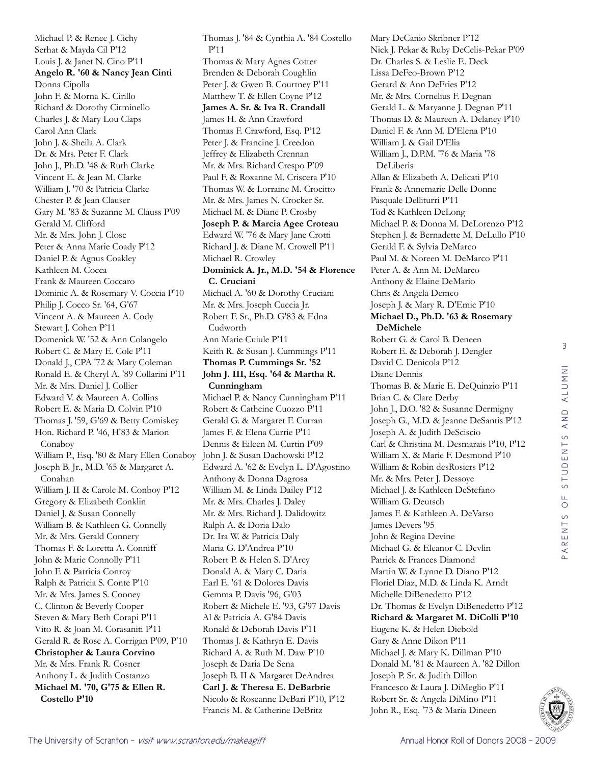Michael P. & Renee J. Cichy
Serhat & Mayda Cil P'12
Louis J. & Janet N. Cino P'11
**Angelo R. '60 & Nancy Jean Cinti**
Donna Cipolla
John F. & Morna K. Cirillo
Richard & Dorothy Cirminello
Charles J. & Mary Lou Claps
Carol Ann Clark
John J. & Sheila A. Clark
Dr. & Mrs. Peter F. Clark
John J., Ph.D. '48 & Ruth Clarke
Vincent E. & Jean M. Clarke
William J. '70 & Patricia Clarke
Chester P. & Jean Clauser
Gary M. '83 & Suzanne M. Clauss P'09
Gerald M. Clifford
Mr. & Mrs. John J. Close
Peter & Anna Marie Coady P'12
Daniel P. & Agnus Coakley
Kathleen M. Cocca
Frank & Maureen Coccaro
Dominic A. & Rosemary V. Coccia P'10
Philip J. Cocco Sr. '64, G'67
Vincent A. & Maureen A. Cody
Stewart J. Cohen P'11
Domenick W. '52 & Ann Colangelo
Robert C. & Mary E. Cole P'11
Donald J., CPA '72 & Mary Coleman
Ronald E. & Cheryl A. '89 Collarini P'11
Mr. & Mrs. Daniel J. Collier
Edward V. & Maureen A. Collins
Robert E. & Maria D. Colvin P'10
Thomas J. '59, G'69 & Betty Comiskey
Hon. Richard P. '46, H'83 & Marion Conaboy
William P., Esq. '80 & Mary Ellen Conaboy
Joseph B. Jr., M.D. '65 & Margaret A. Conahan
William J. II & Carole M. Conboy P'12
Gregory & Elizabeth Conklin
Daniel J. & Susan Connelly
William B. & Kathleen G. Connelly
Mr. & Mrs. Gerald Connery
Thomas F. & Loretta A. Conniff
John & Marie Connolly P'11
John F. & Patricia Conroy
Ralph & Patricia S. Conte P'10
Mr. & Mrs. James S. Cooney
C. Clinton & Beverly Cooper
Steven & Mary Beth Corapi P'11
Vito R. & Joan M. Corasaniti P'11
Gerald R. & Rose A. Corrigan P'09, P'10
**Christopher & Laura Corvino**
Mr. & Mrs. Frank R. Cosner
Anthony L. & Judith Costanzo
**Michael M. '70, G'75 & Ellen R. Costello P'10**
Thomas J. '84 & Cynthia A. '84 Costello P'11
Thomas & Mary Agnes Cotter
Brenden & Deborah Coughlin
Peter J. & Gwen B. Courtney P'11
Matthew T. & Ellen Coyne P'12
**James A. Sr. & Iva R. Crandall**
James H. & Ann Crawford
Thomas F. Crawford, Esq. P'12
Peter J. & Francine J. Creedon
Jeffrey & Elizabeth Crennan
Mr. & Mrs. Richard Crespo P'09
Paul F. & Roxanne M. Criscera P'10
Thomas W. & Lorraine M. Crocitto
Mr. & Mrs. James N. Crocker Sr.
Michael M. & Diane P. Crosby
**Joseph P. & Marcia Agee Croteau**
Edward W. '76 & Mary Jane Crotti
Richard J. & Diane M. Crowell P'11
Michael R. Crowley
**Dominick A. Jr., M.D. '54 & Florence C. Cruciani**
Michael A. '60 & Dorothy Cruciani
Mr. & Mrs. Joseph Cuccia Jr.
Robert F. Sr., Ph.D. G'83 & Edna Cudworth
Ann Marie Cuiule P'11
Keith R. & Susan J. Cummings P'11
**Thomas P. Cummings Sr. '52**
**John J. III, Esq. '64 & Martha R. Cunningham**
Michael P. & Nancy Cunningham P'11
Robert & Catheine Cuozzo P'11
Gerald G. & Margaret F. Curran
James F. & Elena Currie P'11
Dennis & Eileen M. Curtin P'09
John J. & Susan Dachowski P'12
Edward A. '62 & Evelyn L. D'Agostino
Anthony & Donna Dagrosa
William M. & Linda Dailey P'12
Mr. & Mrs. Charles J. Daley
Mr. & Mrs. Richard J. Dalidowitz
Ralph A. & Doria Dalo
Dr. Ira W. & Patricia Daly
Maria G. D'Andrea P'10
Robert P. & Helen S. D'Arcy
Donald A. & Mary C. Daria
Earl E. '61 & Dolores Davis
Gemma P. Davis '96, G'03
Robert & Michele E. '93, G'97 Davis
Al & Patricia A. G'84 Davis
Ronald & Deborah Davis P'11
Thomas J. & Kathryn E. Davis
Richard A. & Ruth M. Daw P'10
Joseph & Daria De Sena
Joseph B. II & Margaret DeAndrea
**Carl J. & Theresa E. DeBarbrie**
Nicolo & Roseanne DeBari P'10, P'12
Francis M. & Catherine DeBritz
Mary DeCanio Skribner P'12
Nick J. Pekar & Ruby DeCelis-Pekar P'09
Dr. Charles S. & Leslie E. Deck
Lissa DeFeo-Brown P'12
Gerard & Ann DeFries P'12
Mr. & Mrs. Cornelius F. Degnan
Gerald L. & Maryanne J. Degnan P'11
Thomas D. & Maureen A. Delaney P'10
Daniel F. & Ann M. D'Elena P'10
William J. & Gail D'Elia
William J., D.P.M. '76 & Maria '78 DeLiberis
Allan & Elizabeth A. Delicati P'10
Frank & Annemarie Delle Donne
Pasquale Delliturri P'11
Tod & Kathleen DeLong
Michael P. & Donna M. DeLorenzo P'12
Stephen J. & Bernadette M. DeLullo P'10
Gerald F. & Sylvia DeMarco
Paul M. & Noreen M. DeMarco P'11
Peter A. & Ann M. DeMarco
Anthony & Elaine DeMario
Chris & Angela Demeo
Joseph J. & Mary R. D'Emic P'10
**Michael D., Ph.D. '63 & Rosemary DeMichele**
Robert G. & Carol B. Deneen
Robert E. & Deborah J. Dengler
David C. Denicola P'12
Diane Dennis
Thomas B. & Marie E. DeQuinzio P'11
Brian C. & Clare Derby
John J., D.O. '82 & Susanne Dermigny
Joseph G., M.D. & Jeanne DeSantis P'12
Joseph A. & Judith DeSciscio
Carl & Christina M. Desmarais P'10, P'12
William X. & Marie F. Desmond P'10
William & Robin desRosiers P'12
Mr. & Mrs. Peter J. Dessoye
Michael J. & Kathleen DeStefano
William G. Deutsch
James F. & Kathleen A. DeVarso
James Devers '95
John & Regina Devine
Michael G. & Eleanor C. Devlin
Patrick & Frances Diamond
Martin W. & Lynne D. Diano P'12
Floriel Diaz, M.D. & Linda K. Arndt
Michelle DiBenedetto P'12
Dr. Thomas & Evelyn DiBenedetto P'12
**Richard & Margaret M. DiColli P'10**
Eugene K. & Helen Diebold
Gary & Anne Dikon P'11
Michael J. & Mary K. Dillman P'10
Donald M. '81 & Maureen A. '82 Dillon
Joseph P. Sr. & Judith Dillon
Francesco & Laura J. DiMeglio P'11
Robert Sr. & Angela DiMino P'11
John R., Esq. '73 & Maria Dineen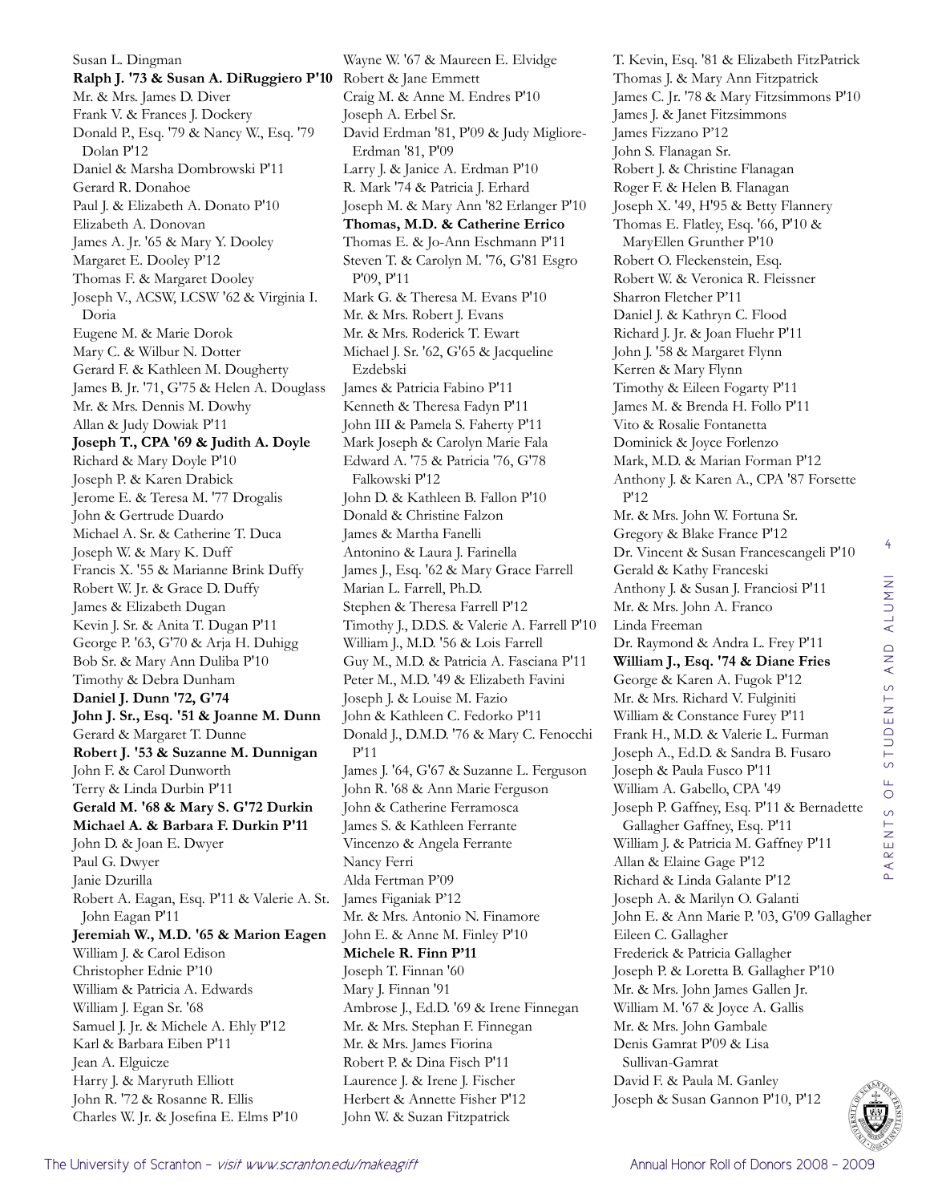Susan L. Dingman
**Ralph J. '73 & Susan A. DiRuggiero P'10**
Mr. & Mrs. James D. Diver
Frank V. & Frances J. Dockery
Donald P., Esq. '79 & Nancy W., Esq. '79 Dolan P'12
Daniel & Marsha Dombrowski P'11
Gerard R. Donahoe
Paul J. & Elizabeth A. Donato P'10
Elizabeth A. Donovan
James A. Jr. '65 & Mary Y. Dooley
Margaret E. Dooley P'12
Thomas F. & Margaret Dooley
Joseph V., ACSW, LCSW '62 & Virginia I. Doria
Eugene M. & Marie Dorok
Mary C. & Wilbur N. Dotter
Gerard F. & Kathleen M. Dougherty
James B. Jr. '71, G'75 & Helen A. Douglass
Mr. & Mrs. Dennis M. Dowhy
Allan & Judy Dowiak P'11
**Joseph T., CPA '69 & Judith A. Doyle**
Richard & Mary Doyle P'10
Joseph P. & Karen Drabick
Jerome E. & Teresa M. '77 Drogalis
John & Gertrude Duardo
Michael A. Sr. & Catherine T. Duca
Joseph W. & Mary K. Duff
Francis X. '55 & Marianne Brink Duffy
Robert W. Jr. & Grace D. Duffy
James & Elizabeth Dugan
Kevin J. Sr. & Anita T. Dugan P'11
George P. '63, G'70 & Arja H. Duhigg
Bob Sr. & Mary Ann Duliba P'10
Timothy & Debra Dunham
**Daniel J. Dunn '72, G'74**
**John J. Sr., Esq. '51 & Joanne M. Dunn**
Gerard & Margaret T. Dunne
**Robert J. '53 & Suzanne M. Dunnigan**
John F. & Carol Dunworth
Terry & Linda Durbin P'11
**Gerald M. '68 & Mary S. G'72 Durkin**
**Michael A. & Barbara F. Durkin P'11**
John D. & Joan E. Dwyer
Paul G. Dwyer
Janie Dzurilla
Robert A. Eagan, Esq. P'11 & Valerie A. St. John Eagan P'11
**Jeremiah W., M.D. '65 & Marion Eagen**
William J. & Carol Edison
Christopher Ednie P'10
William & Patricia A. Edwards
William J. Egan Sr. '68
Samuel J. Jr. & Michele A. Ehly P'12
Karl & Barbara Eiben P'11
Jean A. Elguicze
Harry J. & Maryruth Elliott
John R. '72 & Rosanne R. Ellis
Charles W. Jr. & Josefina E. Elms P'10
Wayne W. '67 & Maureen E. Elvidge
Robert & Jane Emmett
Craig M. & Anne M. Endres P'10
Joseph A. Erbel Sr.
David Erdman '81, P'09 & Judy Migliore-Erdman '81, P'09
Larry J. & Janice A. Erdman P'10
R. Mark '74 & Patricia J. Erhard
Joseph M. & Mary Ann '82 Erlanger P'10
**Thomas, M.D. & Catherine Errico**
Thomas E. & Jo-Ann Eschmann P'11
Steven T. & Carolyn M. '76, G'81 Esgro P'09, P'11
Mark G. & Theresa M. Evans P'10
Mr. & Mrs. Robert J. Evans
Mr. & Mrs. Roderick T. Ewart
Michael J. Sr. '62, G'65 & Jacqueline Ezdebski
James & Patricia Fabino P'11
Kenneth & Theresa Fadyn P'11
John III & Pamela S. Faherty P'11
Mark Joseph & Carolyn Marie Fala
Edward A. '75 & Patricia '76, G'78 Falkowski P'12
John D. & Kathleen B. Fallon P'10
Donald & Christine Falzon
James & Martha Fanelli
Antonino & Laura J. Farinella
James J., Esq. '62 & Mary Grace Farrell
Marian L. Farrell, Ph.D.
Stephen & Theresa Farrell P'12
Timothy J., D.D.S. & Valerie A. Farrell P'10
William J., M.D. '56 & Lois Farrell
Guy M., M.D. & Patricia A. Fasciana P'11
Peter M., M.D. '49 & Elizabeth Favini
Joseph J. & Louise M. Fazio
John & Kathleen C. Fedorko P'11
Donald J., D.M.D. '76 & Mary C. Fenocchi P'11
James J. '64, G'67 & Suzanne L. Ferguson
John R. '68 & Ann Marie Ferguson
John & Catherine Ferramosca
James S. & Kathleen Ferrante
Vincenzo & Angela Ferrante
Nancy Ferri
Alda Fertman P'09
James Figaniak P'12
Mr. & Mrs. Antonio N. Finamore
John E. & Anne M. Finley P'10
**Michele R. Finn P'11**
Joseph T. Finnan '60
Mary J. Finnan '91
Ambrose J., Ed.D. '69 & Irene Finnegan
Mr. & Mrs. Stephan F. Finnegan
Mr. & Mrs. James Fiorina
Robert P. & Dina Fisch P'11
Laurence J. & Irene J. Fischer
Herbert & Annette Fisher P'12
John W. & Suzan Fitzpatrick
T. Kevin, Esq. '81 & Elizabeth FitzPatrick
Thomas J. & Mary Ann Fitzpatrick
James C. Jr. '78 & Mary Fitzsimmons P'10
James J. & Janet Fitzsimmons
James Fizzano P'12
John S. Flanagan Sr.
Robert J. & Christine Flanagan
Roger F. & Helen B. Flanagan
Joseph X. '49, H'95 & Betty Flannery
Thomas E. Flatley, Esq. '66, P'10 & MaryEllen Grunther P'10
Robert O. Fleckenstein, Esq.
Robert W. & Veronica R. Fleissner
Sharron Fletcher P'11
Daniel J. & Kathryn C. Flood
Richard J. Jr. & Joan Fluehr P'11
John J. '58 & Margaret Flynn
Kerren & Mary Flynn
Timothy & Eileen Fogarty P'11
James M. & Brenda H. Follo P'11
Vito & Rosalie Fontanetta
Dominick & Joyce Forlenzo
Mark, M.D. & Marian Forman P'12
Anthony J. & Karen A., CPA '87 Forsette P'12
Mr. & Mrs. John W. Fortuna Sr.
Gregory & Blake France P'12
Dr. Vincent & Susan Francescangeli P'10
Gerald & Kathy Franceski
Anthony J. & Susan J. Franciosi P'11
Mr. & Mrs. John A. Franco
Linda Freeman
Dr. Raymond & Andra L. Frey P'11
**William J., Esq. '74 & Diane Fries**
George & Karen A. Fugok P'12
Mr. & Mrs. Richard V. Fulginiti
William & Constance Furey P'11
Frank H., M.D. & Valerie L. Furman
Joseph A., Ed.D. & Sandra B. Fusaro
Joseph & Paula Fusco P'11
William A. Gabello, CPA '49
Joseph P. Gaffney, Esq. P'11 & Bernadette Gallagher Gaffney, Esq. P'11
William J. & Patricia M. Gaffney P'11
Allan & Elaine Gage P'12
Richard & Linda Galante P'12
Joseph A. & Marilyn O. Galanti
John E. & Ann Marie P. '03, G'09 Gallagher
Eileen C. Gallagher
Frederick & Patricia Gallagher
Joseph P. & Loretta B. Gallagher P'10
Mr. & Mrs. John James Gallen Jr.
William M. '67 & Joyce A. Gallis
Mr. & Mrs. John Gambale
Denis Gamrat P'09 & Lisa Sullivan-Gamrat
David F. & Paula M. Ganley
Joseph & Susan Gannon P'10, P'12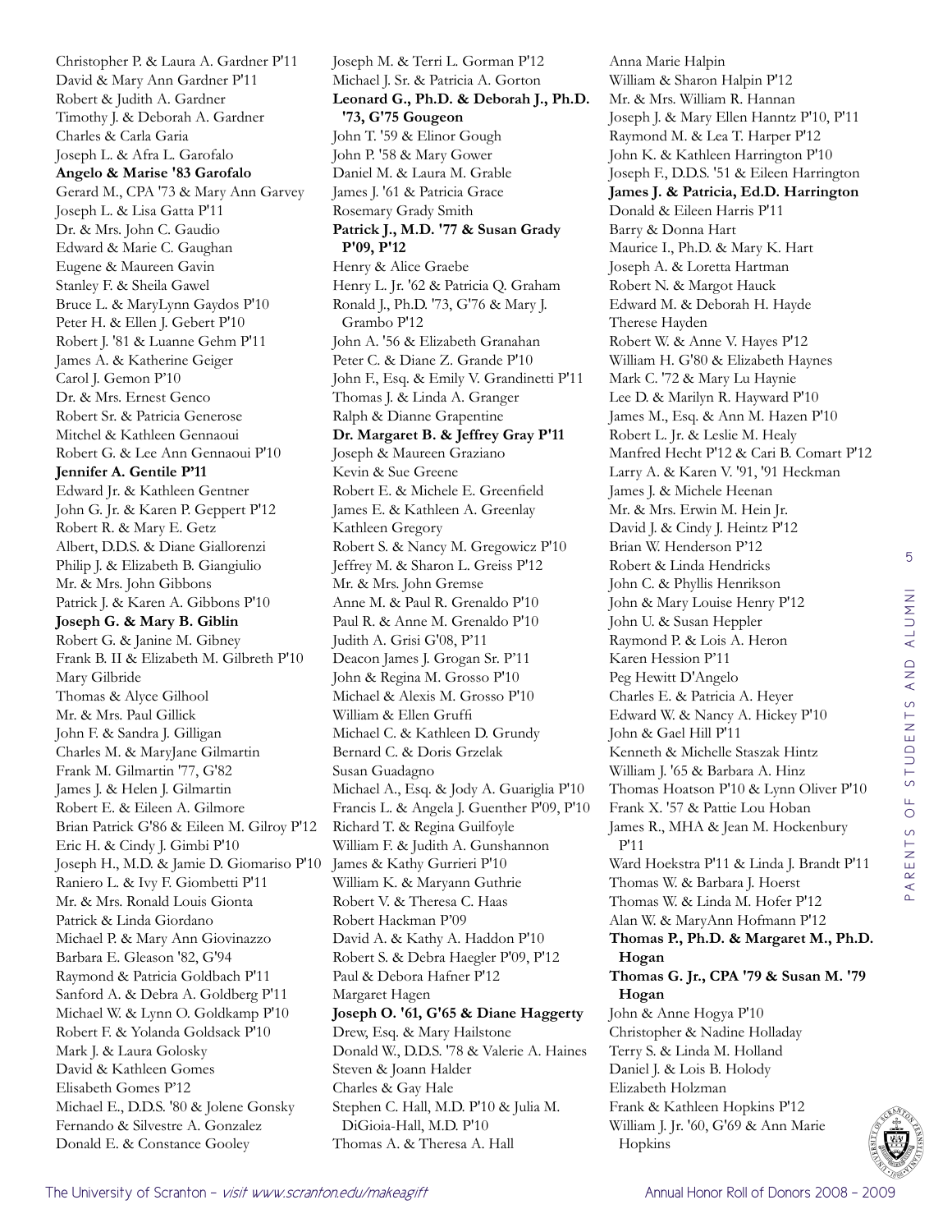Christopher P. & Laura A. Gardner P'11
David & Mary Ann Gardner P'11
Robert & Judith A. Gardner
Timothy J. & Deborah A. Gardner
Charles & Carla Garia
Joseph L. & Afra L. Garofalo
**Angelo & Marise '83 Garofalo**
Gerard M., CPA '73 & Mary Ann Garvey
Joseph L. & Lisa Gatta P'11
Dr. & Mrs. John C. Gaudio
Edward & Marie C. Gaughan
Eugene & Maureen Gavin
Stanley F. & Sheila Gawel
Bruce L. & MaryLynn Gaydos P'10
Peter H. & Ellen J. Gebert P'10
Robert J. '81 & Luanne Gehm P'11
James A. & Katherine Geiger
Carol J. Gemon P'10
Dr. & Mrs. Ernest Genco
Robert Sr. & Patricia Generose
Mitchel & Kathleen Gennaoui
Robert G. & Lee Ann Gennaoui P'10
**Jennifer A. Gentile P'11**
Edward Jr. & Kathleen Gentner
John G. Jr. & Karen P. Geppert P'12
Robert R. & Mary E. Getz
Albert, D.D.S. & Diane Giallorenzi
Philip J. & Elizabeth B. Giangiulio
Mr. & Mrs. John Gibbons
Patrick J. & Karen A. Gibbons P'10
**Joseph G. & Mary B. Giblin**
Robert G. & Janine M. Gibney
Frank B. II & Elizabeth M. Gilbreth P'10
Mary Gilbride
Thomas & Alyce Gilhool
Mr. & Mrs. Paul Gillick
John F. & Sandra J. Gilligan
Charles M. & MaryJane Gilmartin
Frank M. Gilmartin '77, G'82
James J. & Helen J. Gilmartin
Robert E. & Eileen A. Gilmore
Brian Patrick G'86 & Eileen M. Gilroy P'12
Eric H. & Cindy J. Gimbi P'10
Joseph H., M.D. & Jamie D. Giomariso P'10
Raniero L. & Ivy F. Giombetti P'11
Mr. & Mrs. Ronald Louis Gionta
Patrick & Linda Giordano
Michael P. & Mary Ann Giovinazzo
Barbara E. Gleason '82, G'94
Raymond & Patricia Goldbach P'11
Sanford A. & Debra A. Goldberg P'11
Michael W. & Lynn O. Goldkamp P'10
Robert F. & Yolanda Goldsack P'10
Mark J. & Laura Golosky
David & Kathleen Gomes
Elisabeth Gomes P'12
Michael E., D.D.S. '80 & Jolene Gonsky
Fernando & Silvestre A. Gonzalez
Donald E. & Constance Gooley
Joseph M. & Terri L. Gorman P'12
Michael J. Sr. & Patricia A. Gorton
**Leonard G., Ph.D. & Deborah J., Ph.D. '73, G'75 Gougeon**
John T. '59 & Elinor Gough
John P. '58 & Mary Gower
Daniel M. & Laura M. Grable
James J. '61 & Patricia Grace
Rosemary Grady Smith
**Patrick J., M.D. '77 & Susan Grady P'09, P'12**
Henry & Alice Graebe
Henry L. Jr. '62 & Patricia Q. Graham
Ronald J., Ph.D. '73, G'76 & Mary J. Grambo P'12
John A. '56 & Elizabeth Granahan
Peter C. & Diane Z. Grande P'10
John F., Esq. & Emily V. Grandinetti P'11
Thomas J. & Linda A. Granger
Ralph & Dianne Grapentine
**Dr. Margaret B. & Jeffrey Gray P'11**
Joseph & Maureen Graziano
Kevin & Sue Greene
Robert E. & Michele E. Greenfield
James E. & Kathleen A. Greenlay
Kathleen Gregory
Robert S. & Nancy M. Gregowicz P'10
Jeffrey M. & Sharon L. Greiss P'12
Mr. & Mrs. John Gremse
Anne M. & Paul R. Grenaldo P'10
Paul R. & Anne M. Grenaldo P'10
Judith A. Grisi G'08, P'11
Deacon James J. Grogan Sr. P'11
John & Regina M. Grosso P'10
Michael & Alexis M. Grosso P'10
William & Ellen Gruffi
Michael C. & Kathleen D. Grundy
Bernard C. & Doris Grzelak
Susan Guadagno
Michael A., Esq. & Jody A. Guariglia P'10
Francis L. & Angela J. Guenther P'09, P'10
Richard T. & Regina Guilfoyle
William F. & Judith A. Gunshannon
James & Kathy Gurrieri P'10
William K. & Maryann Guthrie
Robert V. & Theresa C. Haas
Robert Hackman P'09
David A. & Kathy A. Haddon P'10
Robert S. & Debra Haegler P'09, P'12
Paul & Debora Hafner P'12
Margaret Hagen
**Joseph O. '61, G'65 & Diane Haggerty**
Drew, Esq. & Mary Hailstone
Donald W., D.D.S. '78 & Valerie A. Haines
Steven & Joann Halder
Charles & Gay Hale
Stephen C. Hall, M.D. P'10 & Julia M. DiGioia-Hall, M.D. P'10
Thomas A. & Theresa A. Hall
Anna Marie Halpin
William & Sharon Halpin P'12
Mr. & Mrs. William R. Hannan
Joseph J. & Mary Ellen Hanntz P'10, P'11
Raymond M. & Lea T. Harper P'12
John K. & Kathleen Harrington P'10
Joseph F., D.D.S. '51 & Eileen Harrington
**James J. & Patricia, Ed.D. Harrington**
Donald & Eileen Harris P'11
Barry & Donna Hart
Maurice I., Ph.D. & Mary K. Hart
Joseph A. & Loretta Hartman
Robert N. & Margot Hauck
Edward M. & Deborah H. Hayde
Therese Hayden
Robert W. & Anne V. Hayes P'12
William H. G'80 & Elizabeth Haynes
Mark C. '72 & Mary Lu Haynie
Lee D. & Marilyn R. Hayward P'10
James M., Esq. & Ann M. Hazen P'10
Robert L. Jr. & Leslie M. Healy
Manfred Hecht P'12 & Cari B. Comart P'12
Larry A. & Karen V. '91, '91 Heckman
James J. & Michele Heenan
Mr. & Mrs. Erwin M. Hein Jr.
David J. & Cindy J. Heintz P'12
Brian W. Henderson P'12
Robert & Linda Hendricks
John C. & Phyllis Henrikson
John & Mary Louise Henry P'12
John U. & Susan Heppler
Raymond P. & Lois A. Heron
Karen Hession P'11
Peg Hewitt D'Angelo
Charles E. & Patricia A. Heyer
Edward W. & Nancy A. Hickey P'10
John & Gael Hill P'11
Kenneth & Michelle Staszak Hintz
William J. '65 & Barbara A. Hinz
Thomas Hoatson P'10 & Lynn Oliver P'10
Frank X. '57 & Pattie Lou Hoban
James R., MHA & Jean M. Hockenbury P'11
Ward Hoekstra P'11 & Linda J. Brandt P'11
Thomas W. & Barbara J. Hoerst
Thomas W. & Linda M. Hofer P'12
Alan W. & MaryAnn Hofmann P'12
**Thomas P., Ph.D. & Margaret M., Ph.D. Hogan**
**Thomas G. Jr., CPA '79 & Susan M. '79 Hogan**
John & Anne Hogya P'10
Christopher & Nadine Holladay
Terry S. & Linda M. Holland
Daniel J. & Lois B. Holody
Elizabeth Holzman
Frank & Kathleen Hopkins P'12
William J. Jr. '60, G'69 & Ann Marie Hopkins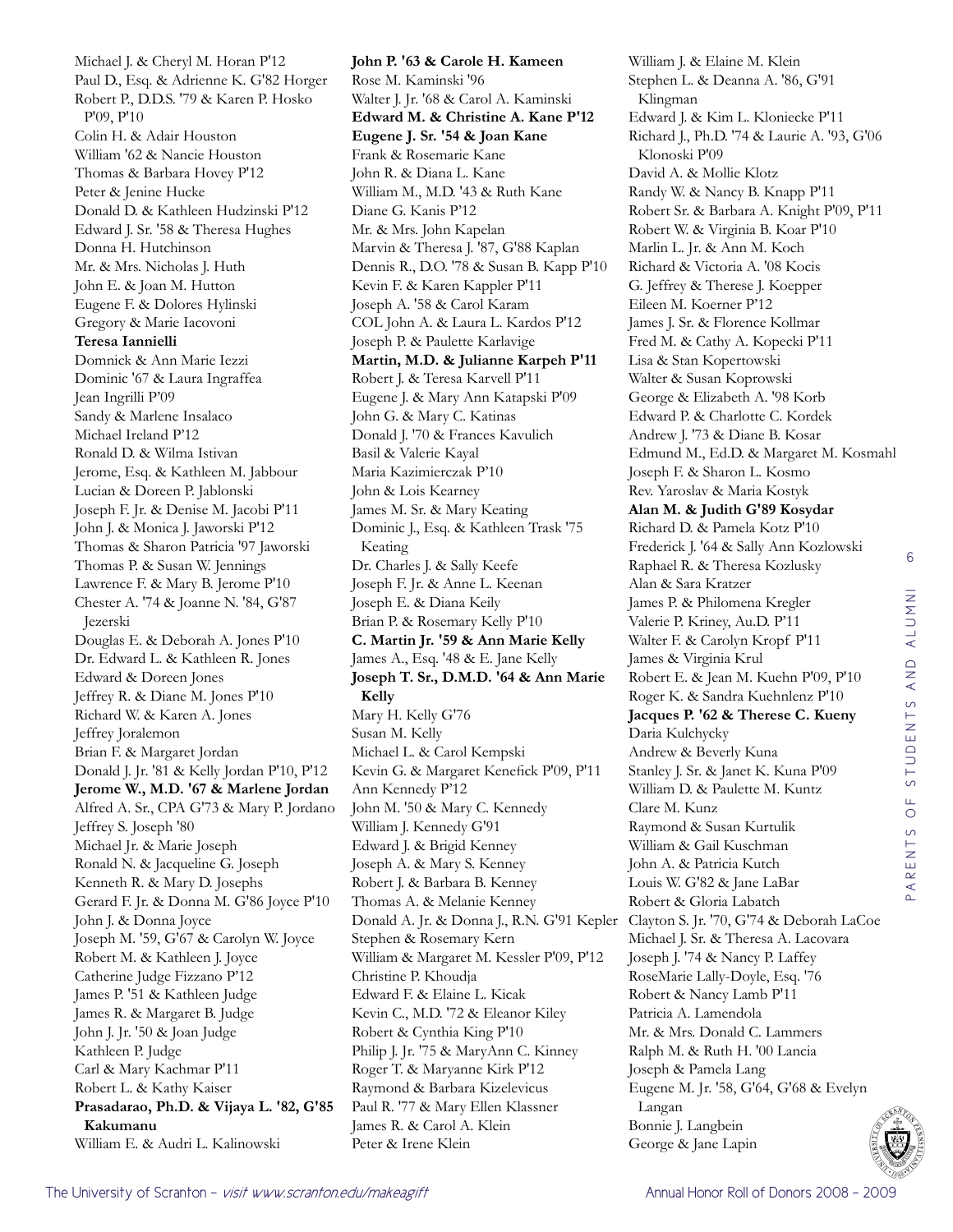Michael J. & Cheryl M. Horan P'12
Paul D., Esq. & Adrienne K. G'82 Horger
Robert P., D.D.S. '79 & Karen P. Hosko P'09, P'10
Colin H. & Adair Houston
William '62 & Nancie Houston
Thomas & Barbara Hovey P'12
Peter & Jenine Hucke
Donald D. & Kathleen Hudzinski P'12
Edward J. Sr. '58 & Theresa Hughes
Donna H. Hutchinson
Mr. & Mrs. Nicholas J. Huth
John E. & Joan M. Hutton
Eugene F. & Dolores Hylinski
Gregory & Marie Iacovoni
**Teresa Iannielli**
Domnick & Ann Marie Iezzi
Dominic '67 & Laura Ingraffea
Jean Ingrilli P'09
Sandy & Marlene Insalaco
Michael Ireland P'12
Ronald D. & Wilma Istivan
Jerome, Esq. & Kathleen M. Jabbour
Lucian & Doreen P. Jablonski
Joseph F. Jr. & Denise M. Jacobi P'11
John J. & Monica J. Jaworski P'12
Thomas & Sharon Patricia '97 Jaworski
Thomas P. & Susan W. Jennings
Lawrence F. & Mary B. Jerome P'10
Chester A. '74 & Joanne N. '84, G'87 Jezerski
Douglas E. & Deborah A. Jones P'10
Dr. Edward L. & Kathleen R. Jones
Edward & Doreen Jones
Jeffrey R. & Diane M. Jones P'10
Richard W. & Karen A. Jones
Jeffrey Joralemon
Brian F. & Margaret Jordan
Donald J. Jr. '81 & Kelly Jordan P'10, P'12
**Jerome W., M.D. '67 & Marlene Jordan**
Alfred A. Sr., CPA G'73 & Mary P. Jordano
Jeffrey S. Joseph '80
Michael Jr. & Marie Joseph
Ronald N. & Jacqueline G. Joseph
Kenneth R. & Mary D. Josephs
Gerard F. Jr. & Donna M. G'86 Joyce P'10
John J. & Donna Joyce
Joseph M. '59, G'67 & Carolyn W. Joyce
Robert M. & Kathleen J. Joyce
Catherine Judge Fizzano P'12
James P. '51 & Kathleen Judge
James R. & Margaret B. Judge
John J. Jr. '50 & Joan Judge
Kathleen P. Judge
Carl & Mary Kachmar P'11
Robert L. & Kathy Kaiser
**Prasadarao, Ph.D. & Vijaya L. '82, G'85 Kakumanu**
William E. & Audri L. Kalinowski
**John P. '63 & Carole H. Kameen**
Rose M. Kaminski '96
Walter J. Jr. '68 & Carol A. Kaminski
**Edward M. & Christine A. Kane P'12**
**Eugene J. Sr. '54 & Joan Kane**
Frank & Rosemarie Kane
John R. & Diana L. Kane
William M., M.D. '43 & Ruth Kane
Diane G. Kanis P'12
Mr. & Mrs. John Kapelan
Marvin & Theresa J. '87, G'88 Kaplan
Dennis R., D.O. '78 & Susan B. Kapp P'10
Kevin F. & Karen Kappler P'11
Joseph A. '58 & Carol Karam
COL John A. & Laura L. Kardos P'12
Joseph P. & Paulette Karlavige
**Martin, M.D. & Julianne Karpeh P'11**
Robert J. & Teresa Karvell P'11
Eugene J. & Mary Ann Katapski P'09
John G. & Mary C. Katinas
Donald J. '70 & Frances Kavulich
Basil & Valerie Kayal
Maria Kazimierczak P'10
John & Lois Kearney
James M. Sr. & Mary Keating
Dominic J., Esq. & Kathleen Trask '75 Keating
Dr. Charles J. & Sally Keefe
Joseph F. Jr. & Anne L. Keenan
Joseph E. & Diana Keily
Brian P. & Rosemary Kelly P'10
**C. Martin Jr. '59 & Ann Marie Kelly**
James A., Esq. '48 & E. Jane Kelly
**Joseph T. Sr., D.M.D. '64 & Ann Marie Kelly**
Mary H. Kelly G'76
Susan M. Kelly
Michael L. & Carol Kempski
Kevin G. & Margaret Kenefick P'09, P'11
Ann Kennedy P'12
John M. '50 & Mary C. Kennedy
William J. Kennedy G'91
Edward J. & Brigid Kenney
Joseph A. & Mary S. Kenney
Robert J. & Barbara B. Kenney
Thomas A. & Melanie Kenney
Donald A. Jr. & Donna J., R.N. G'91 Kepler
Stephen & Rosemary Kern
William & Margaret M. Kessler P'09, P'12
Christine P. Khoudja
Edward F. & Elaine L. Kicak
Kevin C., M.D. '72 & Eleanor Kiley
Robert & Cynthia King P'10
Philip J. Jr. '75 & MaryAnn C. Kinney
Roger T. & Maryanne Kirk P'12
Raymond & Barbara Kizelevicus
Paul R. '77 & Mary Ellen Klassner
James R. & Carol A. Klein
Peter & Irene Klein
William J. & Elaine M. Klein
Stephen L. & Deanna A. '86, G'91 Klingman
Edward J. & Kim L. Kloniecke P'11
Richard J., Ph.D. '74 & Laurie A. '93, G'06 Klonoski P'09
David A. & Mollie Klotz
Randy W. & Nancy B. Knapp P'11
Robert Sr. & Barbara A. Knight P'09, P'11
Robert W. & Virginia B. Koar P'10
Marlin L. Jr. & Ann M. Koch
Richard & Victoria A. '08 Kocis
G. Jeffrey & Therese J. Koepper
Eileen M. Koerner P'12
James J. Sr. & Florence Kollmar
Fred M. & Cathy A. Kopecki P'11
Lisa & Stan Kopertowski
Walter & Susan Koprowski
George & Elizabeth A. '98 Korb
Edward P. & Charlotte C. Kordek
Andrew J. '73 & Diane B. Kosar
Edmund M., Ed.D. & Margaret M. Kosmahl
Joseph F. & Sharon L. Kosmo
Rev. Yaroslav & Maria Kostyk
**Alan M. & Judith G'89 Kosydar**
Richard D. & Pamela Kotz P'10
Frederick J. '64 & Sally Ann Kozlowski
Raphael R. & Theresa Kozlusky
Alan & Sara Kratzer
James P. & Philomena Kregler
Valerie P. Kriney, Au.D. P'11
Walter F. & Carolyn Kropf P'11
James & Virginia Krul
Robert E. & Jean M. Kuehn P'09, P'10
Roger K. & Sandra Kuehnlenz P'10
**Jacques P. '62 & Therese C. Kueny**
Daria Kulchycky
Andrew & Beverly Kuna
Stanley J. Sr. & Janet K. Kuna P'09
William D. & Paulette M. Kuntz
Clare M. Kunz
Raymond & Susan Kurtulik
William & Gail Kuschman
John A. & Patricia Kutch
Louis W. G'82 & Jane LaBar
Robert & Gloria Labatch
Clayton S. Jr. '70, G'74 & Deborah LaCoe
Michael J. Sr. & Theresa A. Lacovara
Joseph J. '74 & Nancy P. Laffey
RoseMarie Lally-Doyle, Esq. '76
Robert & Nancy Lamb P'11
Patricia A. Lamendola
Mr. & Mrs. Donald C. Lammers
Ralph M. & Ruth H. '00 Lancia
Joseph & Pamela Lang
Eugene M. Jr. '58, G'64, G'68 & Evelyn Langan
Bonnie J. Langbein
George & Jane Lapin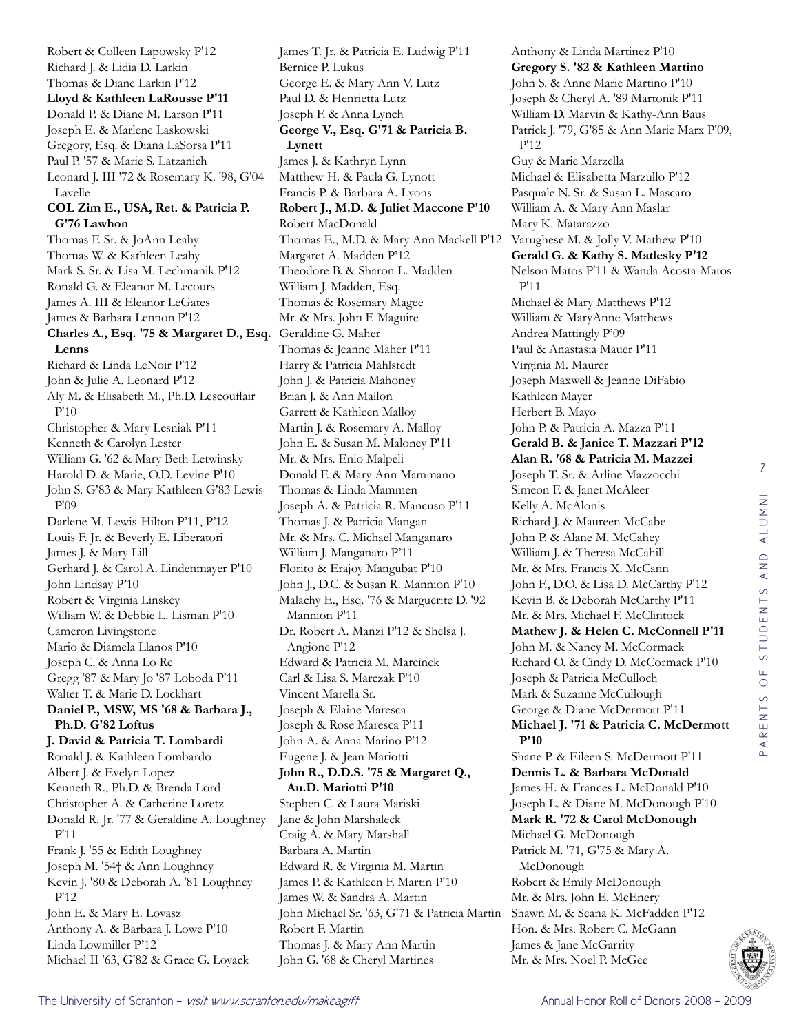Robert & Colleen Lapowsky P'12
Richard J. & Lidia D. Larkin
Thomas & Diane Larkin P'12
**Lloyd & Kathleen LaRousse P'11**
Donald P. & Diane M. Larson P'11
Joseph E. & Marlene Laskowski
Gregory, Esq. & Diana LaSorsa P'11
Paul P. '57 & Marie S. Latzanich
Leonard J. III '72 & Rosemary K. '98, G'04 Lavelle
**COL Zim E., USA, Ret. & Patricia P. G'76 Lawhon**
Thomas F. Sr. & JoAnn Leahy
Thomas W. & Kathleen Leahy
Mark S. Sr. & Lisa M. Lechmanik P'12
Ronald G. & Eleanor M. Lecours
James A. III & Eleanor LeGates
James & Barbara Lennon P'12
**Charles A., Esq. '75 & Margaret D., Esq. Lenns**
Richard & Linda LeNoir P'12
John & Julie A. Leonard P'12
Aly M. & Elisabeth M., Ph.D. Lescouflair P'10
Christopher & Mary Lesniak P'11
Kenneth & Carolyn Lester
William G. '62 & Mary Beth Letwinsky
Harold D. & Marie, O.D. Levine P'10
John S. G'83 & Mary Kathleen G'83 Lewis P'09
Darlene M. Lewis-Hilton P'11, P'12
Louis F. Jr. & Beverly E. Liberatori
James J. & Mary Lill
Gerhard J. & Carol A. Lindenmayer P'10
John Lindsay P'10
Robert & Virginia Linskey
William W. & Debbie L. Lisman P'10
Cameron Livingstone
Mario & Diamela Llanos P'10
Joseph C. & Anna Lo Re
Gregg '87 & Mary Jo '87 Loboda P'11
Walter T. & Marie D. Lockhart
**Daniel P., MSW, MS '68 & Barbara J., Ph.D. G'82 Loftus**
**J. David & Patricia T. Lombardi**
Ronald J. & Kathleen Lombardo
Albert J. & Evelyn Lopez
Kenneth R., Ph.D. & Brenda Lord
Christopher A. & Catherine Loretz
Donald R. Jr. '77 & Geraldine A. Loughney P'11
Frank J. '55 & Edith Loughney
Joseph M. '54† & Ann Loughney
Kevin J. '80 & Deborah A. '81 Loughney P'12
John E. & Mary E. Lovasz
Anthony A. & Barbara J. Lowe P'10
Linda Lowmiller P'12
Michael II '63, G'82 & Grace G. Loyack
James T. Jr. & Patricia E. Ludwig P'11
Bernice P. Lukus
George E. & Mary Ann V. Lutz
Paul D. & Henrietta Lutz
Joseph F. & Anna Lynch
**George V., Esq. G'71 & Patricia B. Lynett**
James J. & Kathryn Lynn
Matthew H. & Paula G. Lynott
Francis P. & Barbara A. Lyons
**Robert J., M.D. & Juliet Maccone P'10**
Robert MacDonald
Thomas E., M.D. & Mary Ann Mackell P'12
Margaret A. Madden P'12
Theodore B. & Sharon L. Madden
William J. Madden, Esq.
Thomas & Rosemary Magee
Mr. & Mrs. John F. Maguire
Geraldine G. Maher
Thomas & Jeanne Maher P'11
Harry & Patricia Mahlstedt
John J. & Patricia Mahoney
Brian J. & Ann Mallon
Garrett & Kathleen Malloy
Martin J. & Rosemary A. Malloy
John E. & Susan M. Maloney P'11
Mr. & Mrs. Enio Malpeli
Donald F. & Mary Ann Mammano
Thomas & Linda Mammen
Joseph A. & Patricia R. Mancuso P'11
Thomas J. & Patricia Mangan
Mr. & Mrs. C. Michael Manganaro
William J. Manganaro P'11
Florito & Erajoy Mangubat P'10
John J., D.C. & Susan R. Mannion P'10
Malachy E., Esq. '76 & Marguerite D. '92 Mannion P'11
Dr. Robert A. Manzi P'12 & Shelsa J. Angione P'12
Edward & Patricia M. Marcinek
Carl & Lisa S. Marczak P'10
Vincent Marella Sr.
Joseph & Elaine Maresca
Joseph & Rose Maresca P'11
John A. & Anna Marino P'12
Eugene J. & Jean Mariotti
**John R., D.D.S. '75 & Margaret Q., Au.D. Mariotti P'10**
Stephen C. & Laura Mariski
Jane & John Marshaleck
Craig A. & Mary Marshall
Barbara A. Martin
Edward R. & Virginia M. Martin
James P. & Kathleen F. Martin P'10
James W. & Sandra A. Martin
John Michael Sr. '63, G'71 & Patricia Martin
Robert F. Martin
Thomas J. & Mary Ann Martin
John G. '68 & Cheryl Martines
Anthony & Linda Martinez P'10
**Gregory S. '82 & Kathleen Martino**
John S. & Anne Marie Martino P'10
Joseph & Cheryl A. '89 Martonik P'11
William D. Marvin & Kathy-Ann Baus
Patrick J. '79, G'85 & Ann Marie Marx P'09, P'12
Guy & Marie Marzella
Michael & Elisabetta Marzullo P'12
Pasquale N. Sr. & Susan L. Mascaro
William A. & Mary Ann Maslar
Mary K. Matarazzo
Varughese M. & Jolly V. Mathew P'10
**Gerald G. & Kathy S. Matlesky P'12**
Nelson Matos P'11 & Wanda Acosta-Matos P'11
Michael & Mary Matthews P'12
William & MaryAnne Matthews
Andrea Mattingly P'09
Paul & Anastasia Mauer P'11
Virginia M. Maurer
Joseph Maxwell & Jeanne DiFabio
Kathleen Mayer
Herbert B. Mayo
John P. & Patricia A. Mazza P'11
**Gerald B. & Janice T. Mazzari P'12**
**Alan R. '68 & Patricia M. Mazzei**
Joseph T. Sr. & Arline Mazzocchi
Simeon F. & Janet McAleer
Kelly A. McAlonis
Richard J. & Maureen McCabe
John P. & Alane M. McCahey
William J. & Theresa McCahill
Mr. & Mrs. Francis X. McCann
John F., D.O. & Lisa D. McCarthy P'12
Kevin B. & Deborah McCarthy P'11
Mr. & Mrs. Michael F. McClintock
**Mathew J. & Helen C. McConnell P'11**
John M. & Nancy M. McCormack
Richard O. & Cindy D. McCormack P'10
Joseph & Patricia McCulloch
Mark & Suzanne McCullough
George & Diane McDermott P'11
**Michael J. '71 & Patricia C. McDermott P'10**
Shane P. & Eileen S. McDermott P'11
**Dennis L. & Barbara McDonald**
James H. & Frances L. McDonald P'10
Joseph L. & Diane M. McDonough P'10
**Mark R. '72 & Carol McDonough**
Michael G. McDonough
Patrick M. '71, G'75 & Mary A. McDonough
Robert & Emily McDonough
Mr. & Mrs. John E. McEnery
Shawn M. & Seana K. McFadden P'12
Hon. & Mrs. Robert C. McGann
James & Jane McGarrity
Mr. & Mrs. Noel P. McGee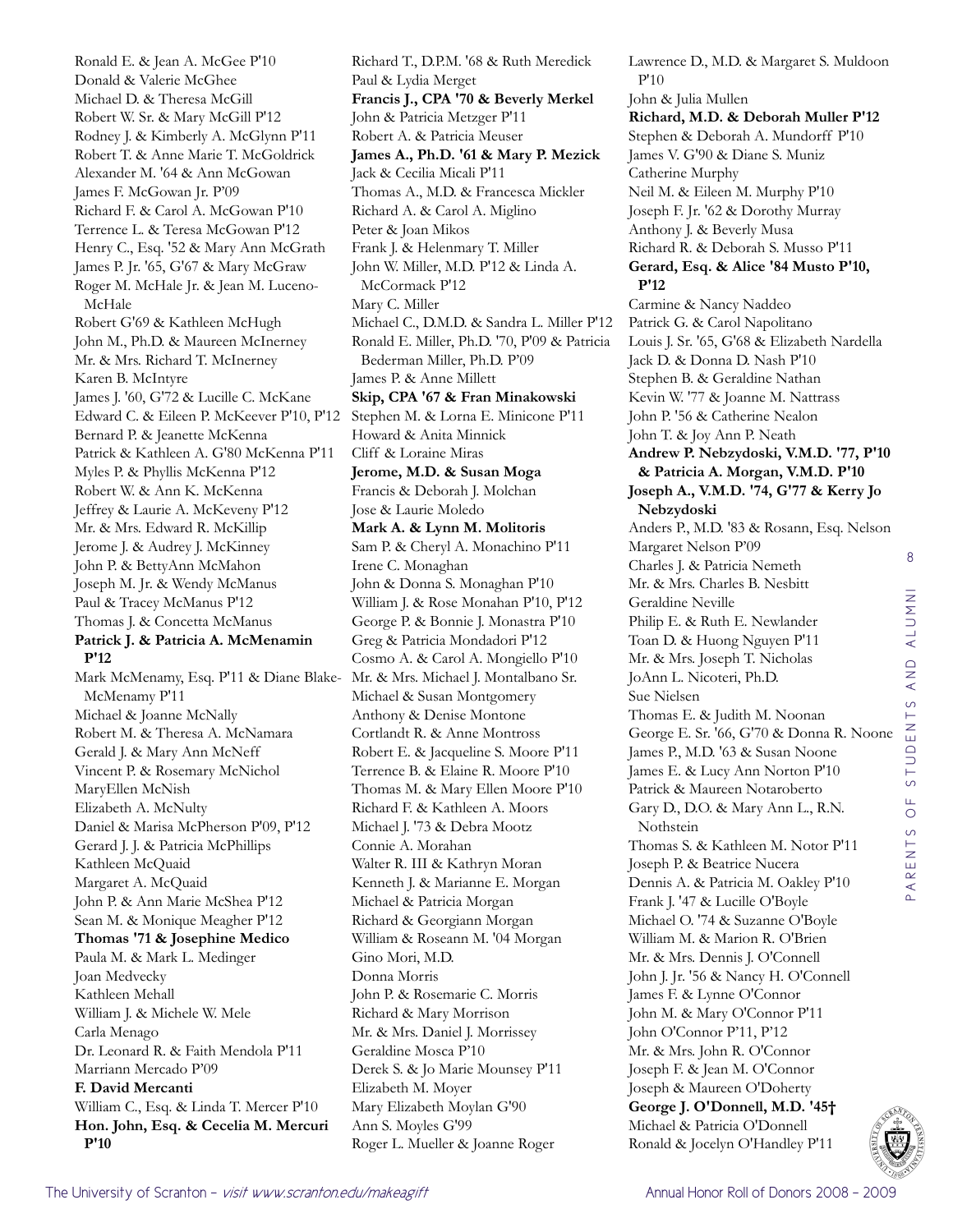Ronald E. & Jean A. McGee P'10
Donald & Valerie McGhee
Michael D. & Theresa McGill
Robert W. Sr. & Mary McGill P'12
Rodney J. & Kimberly A. McGlynn P'11
Robert T. & Anne Marie T. McGoldrick
Alexander M. '64 & Ann McGowan
James F. McGowan Jr. P'09
Richard F. & Carol A. McGowan P'10
Terrence L. & Teresa McGowan P'12
Henry C., Esq. '52 & Mary Ann McGrath
James P. Jr. '65, G'67 & Mary McGraw
Roger M. McHale Jr. & Jean M. Luceno-McHale
Robert G'69 & Kathleen McHugh
John M., Ph.D. & Maureen McInerney
Mr. & Mrs. Richard T. McInerney
Karen B. McIntyre
James J. '60, G'72 & Lucille C. McKane
Edward C. & Eileen P. McKeever P'10, P'12
Bernard P. & Jeanette McKenna
Patrick & Kathleen A. G'80 McKenna P'11
Myles P. & Phyllis McKenna P'12
Robert W. & Ann K. McKenna
Jeffrey & Laurie A. McKeveny P'12
Mr. & Mrs. Edward R. McKillip
Jerome J. & Audrey J. McKinney
John P. & BettyAnn McMahon
Joseph M. Jr. & Wendy McManus
Paul & Tracey McManus P'12
Thomas J. & Concetta McManus
**Patrick J. & Patricia A. McMenamin P'12**
Mark McMenamy, Esq. P'11 & Diane Blake-McMenamy P'11
Michael & Joanne McNally
Robert M. & Theresa A. McNamara
Gerald J. & Mary Ann McNeff
Vincent P. & Rosemary McNichol
MaryEllen McNish
Elizabeth A. McNulty
Daniel & Marisa McPherson P'09, P'12
Gerard J. J. & Patricia McPhillips
Kathleen McQuaid
Margaret A. McQuaid
John P. & Ann Marie McShea P'12
Sean M. & Monique Meagher P'12
**Thomas '71 & Josephine Medico**
Paula M. & Mark L. Medinger
Joan Medvecky
Kathleen Mehall
William J. & Michele W. Mele
Carla Menago
Dr. Leonard R. & Faith Mendola P'11
Marriann Mercado P'09
**F. David Mercanti**
William C., Esq. & Linda T. Mercer P'10
**Hon. John, Esq. & Cecelia M. Mercuri P'10**
Richard T., D.P.M. '68 & Ruth Meredick
Paul & Lydia Merget
**Francis J., CPA '70 & Beverly Merkel**
John & Patricia Metzger P'11
Robert A. & Patricia Meuser
**James A., Ph.D. '61 & Mary P. Mezick**
Jack & Cecilia Micali P'11
Thomas A., M.D. & Francesca Mickler
Richard A. & Carol A. Miglino
Peter & Joan Mikos
Frank J. & Helenmary T. Miller
John W. Miller, M.D. P'12 & Linda A. McCormack P'12
Mary C. Miller
Michael C., D.M.D. & Sandra L. Miller P'12
Ronald E. Miller, Ph.D. '70, P'09 & Patricia Bederman Miller, Ph.D. P'09
James P. & Anne Millett
**Skip, CPA '67 & Fran Minakowski**
Stephen M. & Lorna E. Minicone P'11
Howard & Anita Minnick
Cliff & Loraine Miras
**Jerome, M.D. & Susan Moga**
Francis & Deborah J. Molchan
Jose & Laurie Moledo
**Mark A. & Lynn M. Molitoris**
Sam P. & Cheryl A. Monachino P'11
Irene C. Monaghan
John & Donna S. Monaghan P'10
William J. & Rose Monahan P'10, P'12
George P. & Bonnie J. Monastra P'10
Greg & Patricia Mondadori P'12
Cosmo A. & Carol A. Mongiello P'10
Mr. & Mrs. Michael J. Montalbano Sr.
Michael & Susan Montgomery
Anthony & Denise Montone
Cortlandt R. & Anne Montross
Robert E. & Jacqueline S. Moore P'11
Terrence B. & Elaine R. Moore P'10
Thomas M. & Mary Ellen Moore P'10
Richard F. & Kathleen A. Moors
Michael J. '73 & Debra Mootz
Connie A. Morahan
Walter R. III & Kathryn Moran
Kenneth J. & Marianne E. Morgan
Michael & Patricia Morgan
Richard & Georgiann Morgan
William & Roseann M. '04 Morgan
Gino Mori, M.D.
Donna Morris
John P. & Rosemarie C. Morris
Richard & Mary Morrison
Mr. & Mrs. Daniel J. Morrissey
Geraldine Mosca P'10
Derek S. & Jo Marie Mounsey P'11
Elizabeth M. Moyer
Mary Elizabeth Moylan G'90
Ann S. Moyles G'99
Roger L. Mueller & Joanne Roger
Lawrence D., M.D. & Margaret S. Muldoon P'10
John & Julia Mullen
**Richard, M.D. & Deborah Muller P'12**
Stephen & Deborah A. Mundorff P'10
James V. G'90 & Diane S. Muniz
Catherine Murphy
Neil M. & Eileen M. Murphy P'10
Joseph F. Jr. '62 & Dorothy Murray
Anthony J. & Beverly Musa
Richard R. & Deborah S. Musso P'11
**Gerard, Esq. & Alice '84 Musto P'10, P'12**
Carmine & Nancy Naddeo
Patrick G. & Carol Napolitano
Louis J. Sr. '65, G'68 & Elizabeth Nardella
Jack D. & Donna D. Nash P'10
Stephen B. & Geraldine Nathan
Kevin W. '77 & Joanne M. Nattrass
John P. '56 & Catherine Nealon
John T. & Joy Ann P. Neath
**Andrew P. Nebzydoski, V.M.D. '77, P'10 & Patricia A. Morgan, V.M.D. P'10**
**Joseph A., V.M.D. '74, G'77 & Kerry Jo Nebzydoski**
Anders P., M.D. '83 & Rosann, Esq. Nelson
Margaret Nelson P'09
Charles J. & Patricia Nemeth
Mr. & Mrs. Charles B. Nesbitt
Geraldine Neville
Philip E. & Ruth E. Newlander
Toan D. & Huong Nguyen P'11
Mr. & Mrs. Joseph T. Nicholas
JoAnn L. Nicoteri, Ph.D.
Sue Nielsen
Thomas E. & Judith M. Noonan
George E. Sr. '66, G'70 & Donna R. Noone
James P., M.D. '63 & Susan Noone
James E. & Lucy Ann Norton P'10
Patrick & Maureen Notaroberto
Gary D., D.O. & Mary Ann L., R.N. Nothstein
Thomas S. & Kathleen M. Notor P'11
Joseph P. & Beatrice Nucera
Dennis A. & Patricia M. Oakley P'10
Frank J. '47 & Lucille O'Boyle
Michael O. '74 & Suzanne O'Boyle
William M. & Marion R. O'Brien
Mr. & Mrs. Dennis J. O'Connell
John J. Jr. '56 & Nancy H. O'Connell
James F. & Lynne O'Connor
John M. & Mary O'Connor P'11
John O'Connor P'11, P'12
Mr. & Mrs. John R. O'Connor
Joseph F. & Jean M. O'Connor
Joseph & Maureen O'Doherty
**George J. O'Donnell, M.D. '45†**
Michael & Patricia O'Donnell
Ronald & Jocelyn O'Handley P'11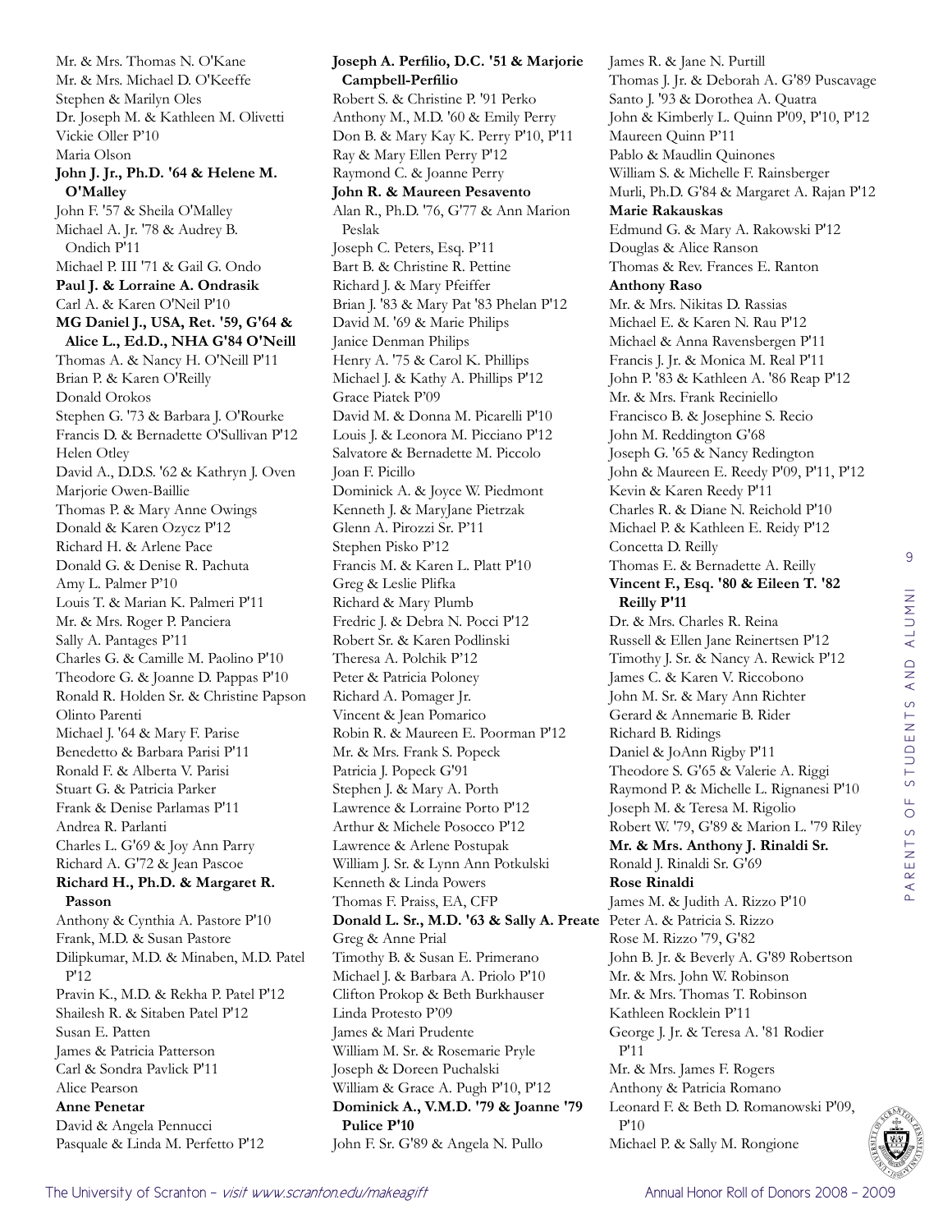Mr. & Mrs. Thomas N. O'Kane
Mr. & Mrs. Michael D. O'Keeffe
Stephen & Marilyn Oles
Dr. Joseph M. & Kathleen M. Olivetti
Vickie Oller P'10
Maria Olson
**John J. Jr., Ph.D. '64 & Helene M. O'Malley**
John F. '57 & Sheila O'Malley
Michael A. Jr. '78 & Audrey B. Ondich P'11
Michael P. III '71 & Gail G. Ondo
**Paul J. & Lorraine A. Ondrasik**
Carl A. & Karen O'Neil P'10
**MG Daniel J., USA, Ret. '59, G'64 & Alice L., Ed.D., NHA G'84 O'Neill**
Thomas A. & Nancy H. O'Neill P'11
Brian P. & Karen O'Reilly
Donald Orokos
Stephen G. '73 & Barbara J. O'Rourke
Francis D. & Bernadette O'Sullivan P'12
Helen Otley
David A., D.D.S. '62 & Kathryn J. Oven
Marjorie Owen-Baillie
Thomas P. & Mary Anne Owings
Donald & Karen Ozycz P'12
Richard H. & Arlene Pace
Donald G. & Denise R. Pachuta
Amy L. Palmer P'10
Louis T. & Marian K. Palmeri P'11
Mr. & Mrs. Roger P. Panciera
Sally A. Pantages P'11
Charles G. & Camille M. Paolino P'10
Theodore G. & Joanne D. Pappas P'10
Ronald R. Holden Sr. & Christine Papson
Olinto Parenti
Michael J. '64 & Mary F. Parise
Benedetto & Barbara Parisi P'11
Ronald F. & Alberta V. Parisi
Stuart G. & Patricia Parker
Frank & Denise Parlamas P'11
Andrea R. Parlanti
Charles L. G'69 & Joy Ann Parry
Richard A. G'72 & Jean Pascoe
**Richard H., Ph.D. & Margaret R. Passon**
Anthony & Cynthia A. Pastore P'10
Frank, M.D. & Susan Pastore
Dilipkumar, M.D. & Minaben, M.D. Patel P'12
Pravin K., M.D. & Rekha P. Patel P'12
Shailesh R. & Sitaben Patel P'12
Susan E. Patten
James & Patricia Patterson
Carl & Sondra Pavlick P'11
Alice Pearson
**Anne Penetar**
David & Angela Pennucci
Pasquale & Linda M. Perfetto P'12
**Joseph A. Perfilio, D.C. '51 & Marjorie Campbell-Perfilio**
Robert S. & Christine P. '91 Perko
Anthony M., M.D. '60 & Emily Perry
Don B. & Mary Kay K. Perry P'10, P'11
Ray & Mary Ellen Perry P'12
Raymond C. & Joanne Perry
**John R. & Maureen Pesavento**
Alan R., Ph.D. '76, G'77 & Ann Marion Peslak
Joseph C. Peters, Esq. P'11
Bart B. & Christine R. Pettine
Richard J. & Mary Pfeiffer
Brian J. '83 & Mary Pat '83 Phelan P'12
David M. '69 & Marie Philips
Janice Denman Philips
Henry A. '75 & Carol K. Phillips
Michael J. & Kathy A. Phillips P'12
Grace Piatek P'09
David M. & Donna M. Picarelli P'10
Louis J. & Leonora M. Picciano P'12
Salvatore & Bernadette M. Piccolo
Joan F. Picillo
Dominick A. & Joyce W. Piedmont
Kenneth J. & MaryJane Pietrzak
Glenn A. Pirozzi Sr. P'11
Stephen Pisko P'12
Francis M. & Karen L. Platt P'10
Greg & Leslie Plifka
Richard & Mary Plumb
Fredric J. & Debra N. Pocci P'12
Robert Sr. & Karen Podlinski
Theresa A. Polchik P'12
Peter & Patricia Poloney
Richard A. Pomager Jr.
Vincent & Jean Pomarico
Robin R. & Maureen E. Poorman P'12
Mr. & Mrs. Frank S. Popeck
Patricia J. Popeck G'91
Stephen J. & Mary A. Porth
Lawrence & Lorraine Porto P'12
Arthur & Michele Posocco P'12
Lawrence & Arlene Postupak
William J. Sr. & Lynn Ann Potkulski
Kenneth & Linda Powers
Thomas F. Praiss, EA, CFP
**Donald L. Sr., M.D. '63 & Sally A. Preate**
Greg & Anne Prial
Timothy B. & Susan E. Primerano
Michael J. & Barbara A. Priolo P'10
Clifton Prokop & Beth Burkhauser
Linda Protesto P'09
James & Mari Prudente
William M. Sr. & Rosemarie Pryle
Joseph & Doreen Puchalski
William & Grace A. Pugh P'10, P'12
**Dominick A., V.M.D. '79 & Joanne '79 Pulice P'10**
John F. Sr. G'89 & Angela N. Pullo
James R. & Jane N. Purtill
Thomas J. Jr. & Deborah A. G'89 Puscavage
Santo J. '93 & Dorothea A. Quatra
John & Kimberly L. Quinn P'09, P'10, P'12
Maureen Quinn P'11
Pablo & Maudlin Quinones
William S. & Michelle F. Rainsberger
Murli, Ph.D. G'84 & Margaret A. Rajan P'12
**Marie Rakauskas**
Edmund G. & Mary A. Rakowski P'12
Douglas & Alice Ranson
Thomas & Rev. Frances E. Ranton
**Anthony Raso**
Mr. & Mrs. Nikitas D. Rassias
Michael E. & Karen N. Rau P'12
Michael & Anna Ravensbergen P'11
Francis J. Jr. & Monica M. Real P'11
John P. '83 & Kathleen A. '86 Reap P'12
Mr. & Mrs. Frank Reciniello
Francisco B. & Josephine S. Recio
John M. Reddington G'68
Joseph G. '65 & Nancy Redington
John & Maureen E. Reedy P'09, P'11, P'12
Kevin & Karen Reedy P'11
Charles R. & Diane N. Reichold P'10
Michael P. & Kathleen E. Reidy P'12
Concetta D. Reilly
Thomas E. & Bernadette A. Reilly
**Vincent F., Esq. '80 & Eileen T. '82 Reilly P'11**
Dr. & Mrs. Charles R. Reina
Russell & Ellen Jane Reinertsen P'12
Timothy J. Sr. & Nancy A. Rewick P'12
James C. & Karen V. Riccobono
John M. Sr. & Mary Ann Richter
Gerard & Annemarie B. Rider
Richard B. Ridings
Daniel & JoAnn Rigby P'11
Theodore S. G'65 & Valerie A. Riggi
Raymond P. & Michelle L. Rignanesi P'10
Joseph M. & Teresa M. Rigolio
Robert W. '79, G'89 & Marion L. '79 Riley
**Mr. & Mrs. Anthony J. Rinaldi Sr.**
Ronald J. Rinaldi Sr. G'69
**Rose Rinaldi**
James M. & Judith A. Rizzo P'10
Peter A. & Patricia S. Rizzo
Rose M. Rizzo '79, G'82
John B. Jr. & Beverly A. G'89 Robertson
Mr. & Mrs. John W. Robinson
Mr. & Mrs. Thomas T. Robinson
Kathleen Rocklein P'11
George J. Jr. & Teresa A. '81 Rodier P'11
Mr. & Mrs. James F. Rogers
Anthony & Patricia Romano
Leonard F. & Beth D. Romanowski P'09, P'10
Michael P. & Sally M. Rongione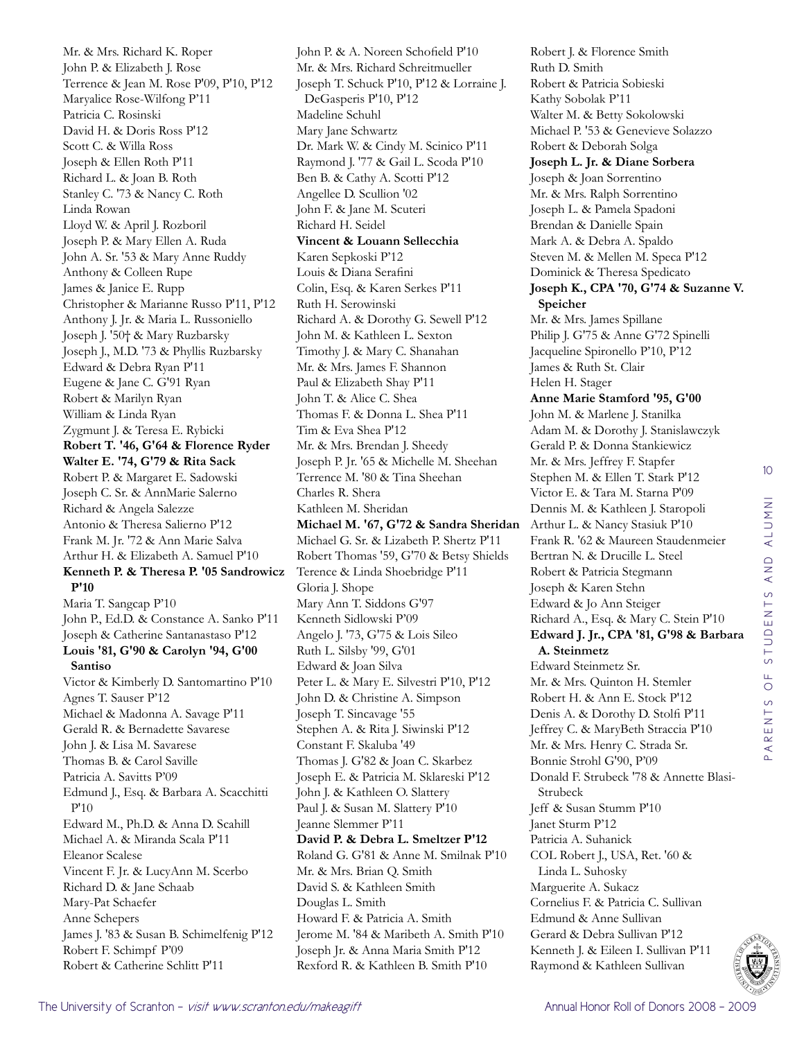Mr. & Mrs. Richard K. Roper
John P. & Elizabeth J. Rose
Terrence & Jean M. Rose P'09, P'10, P'12
Maryalice Rose-Wilfong P'11
Patricia C. Rosinski
David H. & Doris Ross P'12
Scott C. & Willa Ross
Joseph & Ellen Roth P'11
Richard L. & Joan B. Roth
Stanley C. '73 & Nancy C. Roth
Linda Rowan
Lloyd W. & April J. Rozboril
Joseph P. & Mary Ellen A. Ruda
John A. Sr. '53 & Mary Anne Ruddy
Anthony & Colleen Rupe
James & Janice E. Rupp
Christopher & Marianne Russo P'11, P'12
Anthony J. Jr. & Maria L. Russoniello
Joseph J. '50† & Mary Ruzbarsky
Joseph J., M.D. '73 & Phyllis Ruzbarsky
Edward & Debra Ryan P'11
Eugene & Jane C. G'91 Ryan
Robert & Marilyn Ryan
William & Linda Ryan
Zygmunt J. & Teresa E. Rybicki
**Robert T. '46, G'64 & Florence Ryder**
**Walter E. '74, G'79 & Rita Sack**
Robert P. & Margaret E. Sadowski
Joseph C. Sr. & AnnMarie Salerno
Richard & Angela Salezze
Antonio & Theresa Salierno P'12
Frank M. Jr. '72 & Ann Marie Salva
Arthur H. & Elizabeth A. Samuel P'10
**Kenneth P. & Theresa P. '05 Sandrowicz P'10**
Maria T. Sangcap P'10
John P., Ed.D. & Constance A. Sanko P'11
Joseph & Catherine Santanastaso P'12
**Louis '81, G'90 & Carolyn '94, G'00 Santiso**
Victor & Kimberly D. Santomartino P'10
Agnes T. Sauser P'12
Michael & Madonna A. Savage P'11
Gerald R. & Bernadette Savarese
John J. & Lisa M. Savarese
Thomas B. & Carol Saville
Patricia A. Savitts P'09
Edmund J., Esq. & Barbara A. Scacchitti P'10
Edward M., Ph.D. & Anna D. Scahill
Michael A. & Miranda Scala P'11
Eleanor Scalese
Vincent F. Jr. & LucyAnn M. Scerbo
Richard D. & Jane Schaab
Mary-Pat Schaefer
Anne Schepers
James J. '83 & Susan B. Schimelfenig P'12
Robert F. Schimpf P'09
Robert & Catherine Schlitt P'11
John P. & A. Noreen Schofield P'10
Mr. & Mrs. Richard Schreitmueller
Joseph T. Schuck P'10, P'12 & Lorraine J. DeGasperis P'10, P'12
Madeline Schuhl
Mary Jane Schwartz
Dr. Mark W. & Cindy M. Scinico P'11
Raymond J. '77 & Gail L. Scoda P'10
Ben B. & Cathy A. Scotti P'12
Angellee D. Scullion '02
John F. & Jane M. Scuteri
Richard H. Seidel
**Vincent & Louann Sellecchia**
Karen Sepkoski P'12
Louis & Diana Serafini
Colin, Esq. & Karen Serkes P'11
Ruth H. Serowinski
Richard A. & Dorothy G. Sewell P'12
John M. & Kathleen L. Sexton
Timothy J. & Mary C. Shanahan
Mr. & Mrs. James F. Shannon
Paul & Elizabeth Shay P'11
John T. & Alice C. Shea
Thomas F. & Donna L. Shea P'11
Tim & Eva Shea P'12
Mr. & Mrs. Brendan J. Sheedy
Joseph P. Jr. '65 & Michelle M. Sheehan
Terrence M. '80 & Tina Sheehan
Charles R. Shera
Kathleen M. Sheridan
**Michael M. '67, G'72 & Sandra Sheridan**
Michael G. Sr. & Lizabeth P. Shertz P'11
Robert Thomas '59, G'70 & Betsy Shields
Terence & Linda Shoebridge P'11
Gloria J. Shope
Mary Ann T. Siddons G'97
Kenneth Sidlowski P'09
Angelo J. '73, G'75 & Lois Sileo
Ruth L. Silsby '99, G'01
Edward & Joan Silva
Peter L. & Mary E. Silvestri P'10, P'12
John D. & Christine A. Simpson
Joseph T. Sincavage '55
Stephen A. & Rita J. Siwinski P'12
Constant F. Skaluba '49
Thomas J. G'82 & Joan C. Skarbez
Joseph E. & Patricia M. Sklareski P'12
John J. & Kathleen O. Slattery
Paul J. & Susan M. Slattery P'10
Jeanne Slemmer P'11
**David P. & Debra L. Smeltzer P'12**
Roland G. G'81 & Anne M. Smilnak P'10
Mr. & Mrs. Brian Q. Smith
David S. & Kathleen Smith
Douglas L. Smith
Howard F. & Patricia A. Smith
Jerome M. '84 & Maribeth A. Smith P'10
Joseph Jr. & Anna Maria Smith P'12
Rexford R. & Kathleen B. Smith P'10
Robert J. & Florence Smith
Ruth D. Smith
Robert & Patricia Sobieski
Kathy Sobolak P'11
Walter M. & Betty Sokolowski
Michael P. '53 & Genevieve Solazzo
Robert & Deborah Solga
**Joseph L. Jr. & Diane Sorbera**
Joseph & Joan Sorrentino
Mr. & Mrs. Ralph Sorrentino
Joseph L. & Pamela Spadoni
Brendan & Danielle Spain
Mark A. & Debra A. Spaldo
Steven M. & Mellen M. Speca P'12
Dominick & Theresa Spedicato
**Joseph K., CPA '70, G'74 & Suzanne V. Speicher**
Mr. & Mrs. James Spillane
Philip J. G'75 & Anne G'72 Spinelli
Jacqueline Spironello P'10, P'12
James & Ruth St. Clair
Helen H. Stager
**Anne Marie Stamford '95, G'00**
John M. & Marlene J. Stanilka
Adam M. & Dorothy J. Stanislawczyk
Gerald P. & Donna Stankiewicz
Mr. & Mrs. Jeffrey F. Stapfer
Stephen M. & Ellen T. Stark P'12
Victor E. & Tara M. Starna P'09
Dennis M. & Kathleen J. Staropoli
Arthur L. & Nancy Stasiuk P'10
Frank R. '62 & Maureen Staudenmeier
Bertran N. & Drucille L. Steel
Robert & Patricia Stegmann
Joseph & Karen Stehn
Edward & Jo Ann Steiger
Richard A., Esq. & Mary C. Stein P'10
**Edward J. Jr., CPA '81, G'98 & Barbara A. Steinmetz**
Edward Steinmetz Sr.
Mr. & Mrs. Quinton H. Stemler
Robert H. & Ann E. Stock P'12
Denis A. & Dorothy D. Stolfi P'11
Jeffrey C. & MaryBeth Straccia P'10
Mr. & Mrs. Henry C. Strada Sr.
Bonnie Strohl G'90, P'09
Donald F. Strubeck '78 & Annette Blasi-Strubeck
Jeff & Susan Stumm P'10
Janet Sturm P'12
Patricia A. Suhanick
COL Robert J., USA, Ret. '60 & Linda L. Suhosky
Marguerite A. Sukacz
Cornelius F. & Patricia C. Sullivan
Edmund & Anne Sullivan
Gerard & Debra Sullivan P'12
Kenneth J. & Eileen I. Sullivan P'11
Raymond & Kathleen Sullivan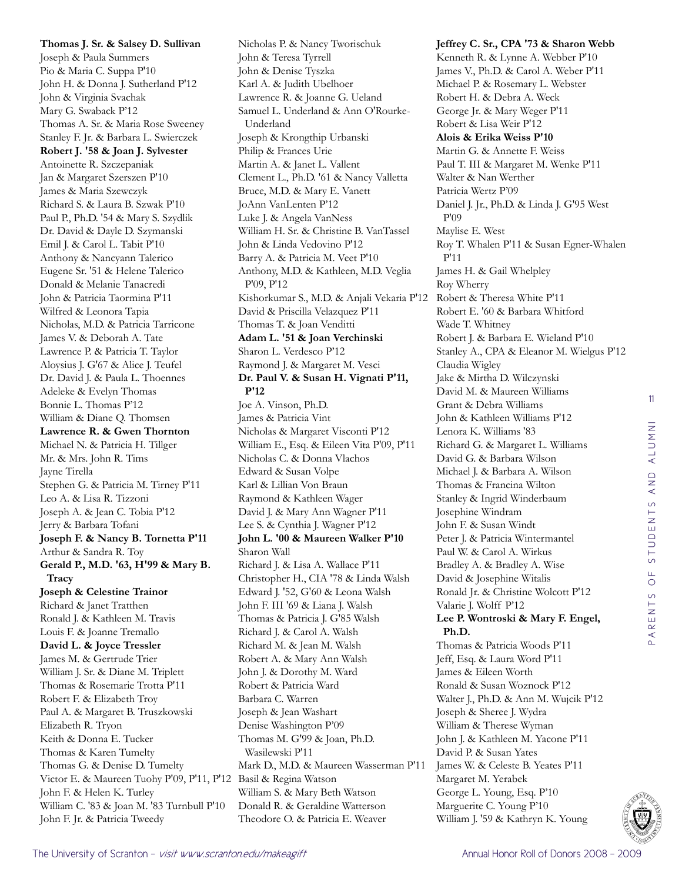**Thomas J. Sr. & Salsey D. Sullivan**
Joseph & Paula Summers
Pio & Maria C. Suppa P'10
John H. & Donna J. Sutherland P'12
John & Virginia Svachak
Mary G. Swaback P'12
Thomas A. Sr. & Maria Rose Sweeney
Stanley F. Jr. & Barbara L. Swierczek
**Robert J. '58 & Joan J. Sylvester**
Antoinette R. Szczepaniak
Jan & Margaret Szerszen P'10
James & Maria Szewczyk
Richard S. & Laura B. Szwak P'10
Paul P., Ph.D. '54 & Mary S. Szydlik
Dr. David & Dayle D. Szymanski
Emil J. & Carol L. Tabit P'10
Anthony & Nancyann Talerico
Eugene Sr. '51 & Helene Talerico
Donald & Melanie Tanacredi
John & Patricia Taormina P'11
Wilfred & Leonora Tapia
Nicholas, M.D. & Patricia Tarricone
James V. & Deborah A. Tate
Lawrence P. & Patricia T. Taylor
Aloysius J. G'67 & Alice J. Teufel
Dr. David J. & Paula L. Thoennes
Adeleke & Evelyn Thomas
Bonnie L. Thomas P'12
William & Diane Q. Thomsen
**Lawrence R. & Gwen Thornton**
Michael N. & Patricia H. Tillger
Mr. & Mrs. John R. Tims
Jayne Tirella
Stephen G. & Patricia M. Tirney P'11
Leo A. & Lisa R. Tizzoni
Joseph A. & Jean C. Tobia P'12
Jerry & Barbara Tofani
**Joseph F. & Nancy B. Tornetta P'11**
Arthur & Sandra R. Toy
**Gerald P., M.D. '63, H'99 & Mary B. Tracy**
**Joseph & Celestine Trainor**
Richard & Janet Tratthen
Ronald J. & Kathleen M. Travis
Louis F. & Joanne Tremallo
**David L. & Joyce Tressler**
James M. & Gertrude Trier
William J. Sr. & Diane M. Triplett
Thomas & Rosemarie Trotta P'11
Robert F. & Elizabeth Troy
Paul A. & Margaret B. Truszkowski
Elizabeth R. Tryon
Keith & Donna E. Tucker
Thomas & Karen Tumelty
Thomas G. & Denise D. Tumelty
Victor E. & Maureen Tuohy P'09, P'11, P'12
John F. & Helen K. Turley
William C. '83 & Joan M. '83 Turnbull P'10
John F. Jr. & Patricia Tweedy
Nicholas P. & Nancy Tworischuk
John & Teresa Tyrrell
John & Denise Tyszka
Karl A. & Judith Ubelhoer
Lawrence R. & Joanne G. Ueland
Samuel L. Underland & Ann O'Rourke-Underland
Joseph & Krongthip Urbanski
Philip & Frances Urie
Martin A. & Janet L. Vallent
Clement L., Ph.D. '61 & Nancy Valletta
Bruce, M.D. & Mary E. Vanett
JoAnn VanLenten P'12
Luke J. & Angela VanNess
William H. Sr. & Christine B. VanTassel
John & Linda Vedovino P'12
Barry A. & Patricia M. Veet P'10
Anthony, M.D. & Kathleen, M.D. Veglia P'09, P'12
Kishorkumar S., M.D. & Anjali Vekaria P'12
David & Priscilla Velazquez P'11
Thomas T. & Joan Venditti
**Adam L. '51 & Joan Verchinski**
Sharon L. Verdesco P'12
Raymond J. & Margaret M. Vesci
**Dr. Paul V. & Susan H. Vignati P'11, P'12**
Joe A. Vinson, Ph.D.
James & Patricia Vint
Nicholas & Margaret Visconti P'12
William E., Esq. & Eileen Vita P'09, P'11
Nicholas C. & Donna Vlachos
Edward & Susan Volpe
Karl & Lillian Von Braun
Raymond & Kathleen Wager
David J. & Mary Ann Wagner P'11
Lee S. & Cynthia J. Wagner P'12
**John L. '00 & Maureen Walker P'10**
Sharon Wall
Richard J. & Lisa A. Wallace P'11
Christopher H., CIA '78 & Linda Walsh
Edward J. '52, G'60 & Leona Walsh
John F. III '69 & Liana J. Walsh
Thomas & Patricia J. G'85 Walsh
Richard J. & Carol A. Walsh
Richard M. & Jean M. Walsh
Robert A. & Mary Ann Walsh
John J. & Dorothy M. Ward
Robert & Patricia Ward
Barbara C. Warren
Joseph & Jean Washart
Denise Washington P'09
Thomas M. G'99 & Joan, Ph.D. Wasilewski P'11
Mark D., M.D. & Maureen Wasserman P'11
Basil & Regina Watson
William S. & Mary Beth Watson
Donald R. & Geraldine Watterson
Theodore O. & Patricia E. Weaver
**Jeffrey C. Sr., CPA '73 & Sharon Webb**
Kenneth R. & Lynne A. Webber P'10
James V., Ph.D. & Carol A. Weber P'11
Michael P. & Rosemary L. Webster
Robert H. & Debra A. Weck
George Jr. & Mary Weger P'11
Robert & Lisa Weir P'12
**Alois & Erika Weiss P'10**
Martin G. & Annette F. Weiss
Paul T. III & Margaret M. Wenke P'11
Walter & Nan Werther
Patricia Wertz P'09
Daniel J. Jr., Ph.D. & Linda J. G'95 West P'09
Maylise E. West
Roy T. Whalen P'11 & Susan Egner-Whalen P'11
James H. & Gail Whelpley
Roy Wherry
Robert & Theresa White P'11
Robert E. '60 & Barbara Whitford
Wade T. Whitney
Robert J. & Barbara E. Wieland P'10
Stanley A., CPA & Eleanor M. Wielgus P'12
Claudia Wigley
Jake & Mirtha D. Wilczynski
David M. & Maureen Williams
Grant & Debra Williams
John & Kathleen Williams P'12
Lenora K. Williams '83
Richard G. & Margaret L. Williams
David G. & Barbara Wilson
Michael J. & Barbara A. Wilson
Thomas & Francina Wilton
Stanley & Ingrid Winderbaum
Josephine Windram
John F. & Susan Windt
Peter J. & Patricia Wintermantel
Paul W. & Carol A. Wirkus
Bradley A. & Bradley A. Wise
David & Josephine Witalis
Ronald Jr. & Christine Wolcott P'12
Valarie J. Wolff P'12
**Lee P. Wontroski & Mary F. Engel, Ph.D.**
Thomas & Patricia Woods P'11
Jeff, Esq. & Laura Word P'11
James & Eileen Worth
Ronald & Susan Woznock P'12
Walter J., Ph.D. & Ann M. Wujcik P'12
Joseph & Sheree J. Wydra
William & Therese Wyman
John J. & Kathleen M. Yacone P'11
David P. & Susan Yates
James W. & Celeste B. Yeates P'11
Margaret M. Yerabek
George L. Young, Esq. P'10
Marguerite C. Young P'10
William J. '59 & Kathryn K. Young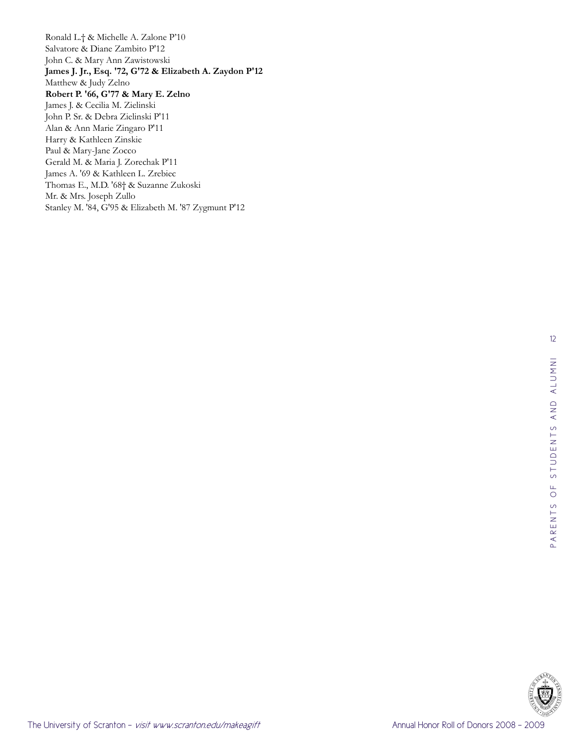Ronald L.† & Michelle A. Zalone P'10
Salvatore & Diane Zambito P'12
John C. & Mary Ann Zawistowski
**James J. Jr., Esq. '72, G'72 & Elizabeth A. Zaydon P'12**
Matthew & Judy Zelno
**Robert P. '66, G'77 & Mary E. Zelno**
James J. & Cecilia M. Zielinski
John P. Sr. & Debra Zielinski P'11
Alan & Ann Marie Zingaro P'11
Harry & Kathleen Zinskie
Paul & Mary-Jane Zocco
Gerald M. & Maria J. Zorechak P'11
James A. '69 & Kathleen L. Zrebiec
Thomas E., M.D. '68† & Suzanne Zukoski
Mr. & Mrs. Joseph Zullo
Stanley M. '84, G'95 & Elizabeth M. '87 Zygmunt P'12